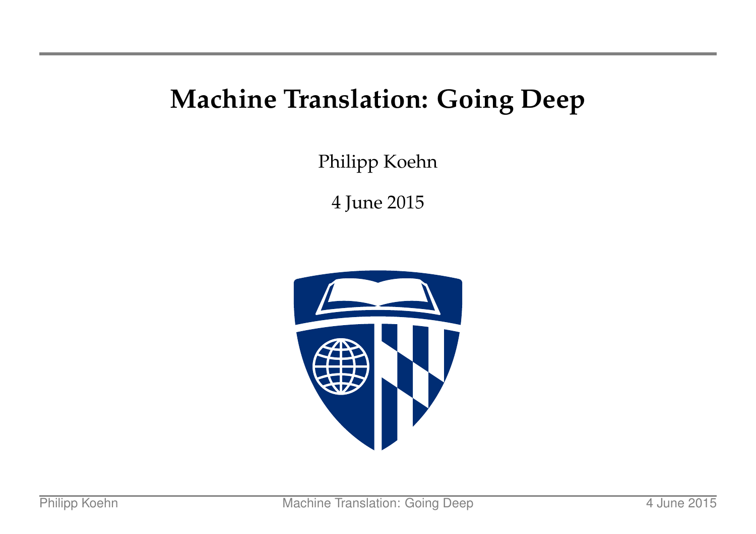# Machine Translation: Going Deep

Philipp Koehn

4 June 2015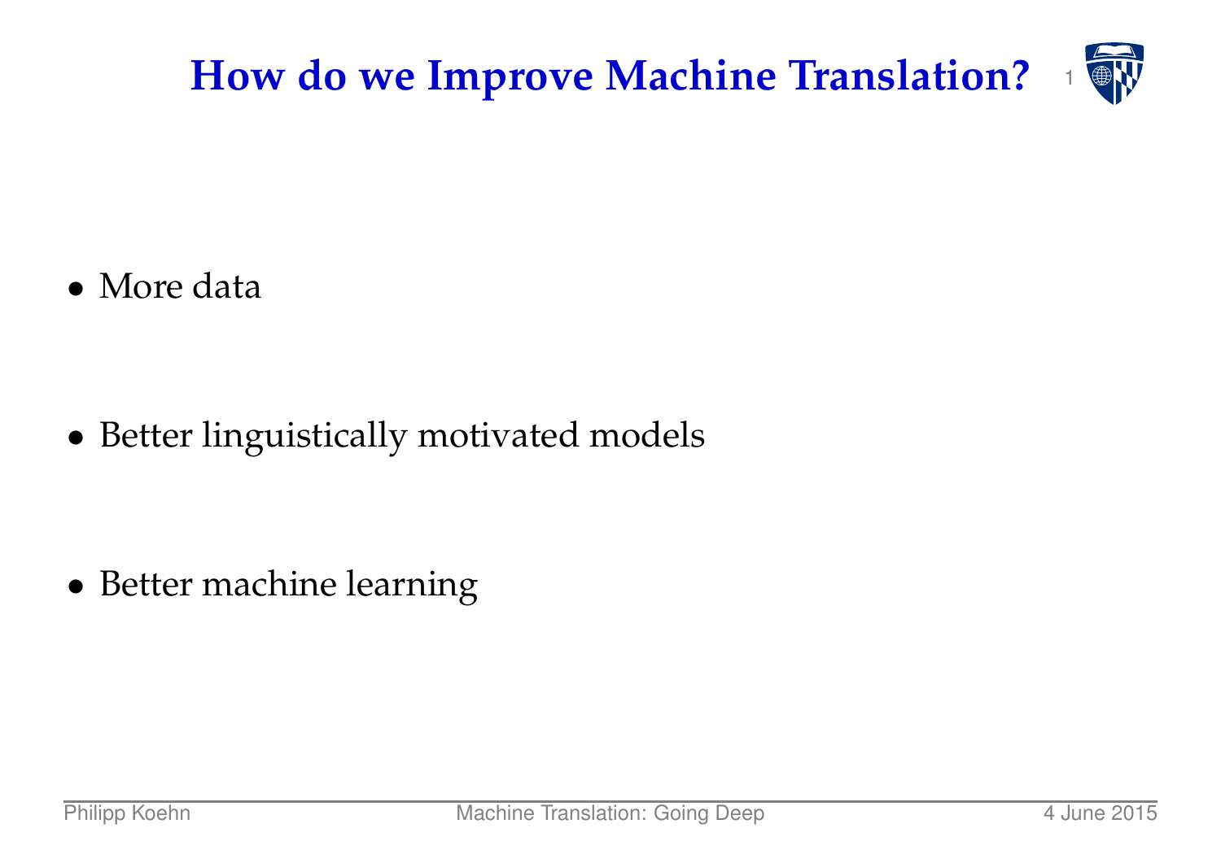# How do we Improve Machine Translation?

- More data

- Better linguistically motivated models

- Better machine learning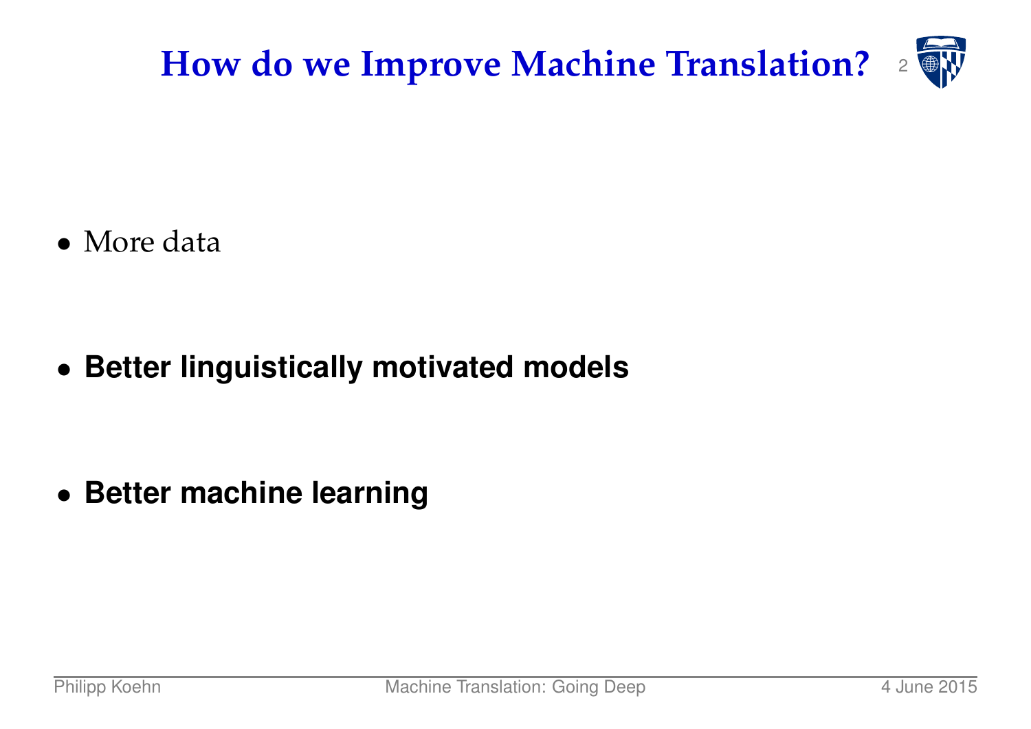# How do we Improve Machine Translation?

- More data

- **Better linguistically motivated models**

- **Better machine learning**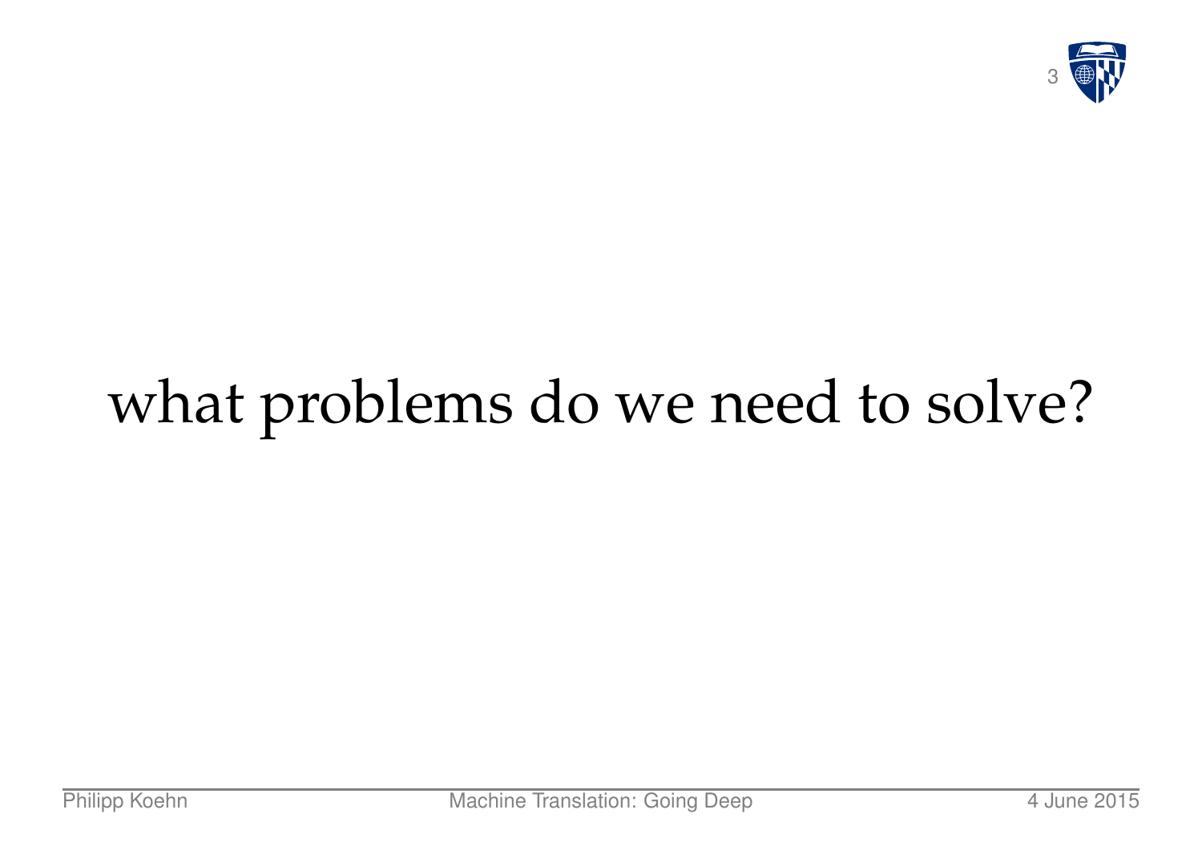# what problems do we need to solve?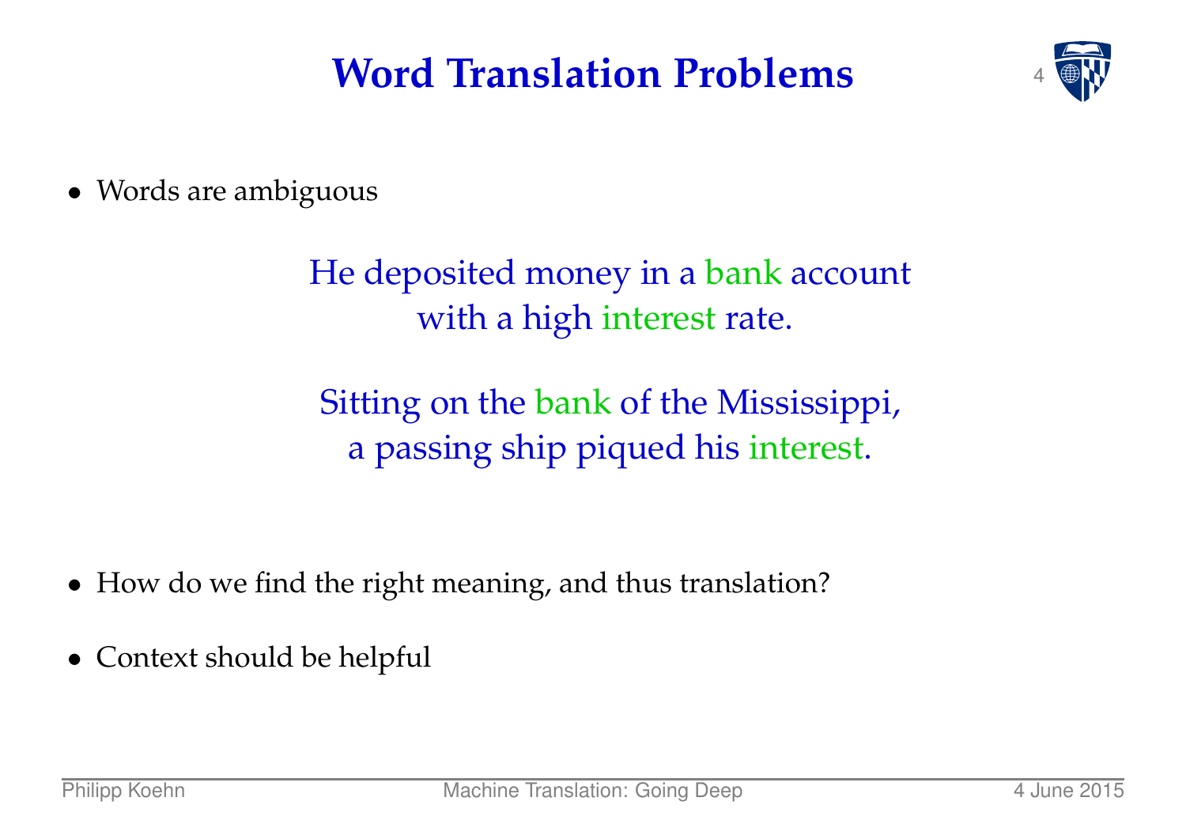# Word Translation Problems

- Words are ambiguous

> He deposited money in a **bank** account
> with a high **interest** rate.
>
> Sitting on the **bank** of the Mississippi,
> a passing ship piqued his **interest**.

- How do we find the right meaning, and thus translation?
- Context should be helpful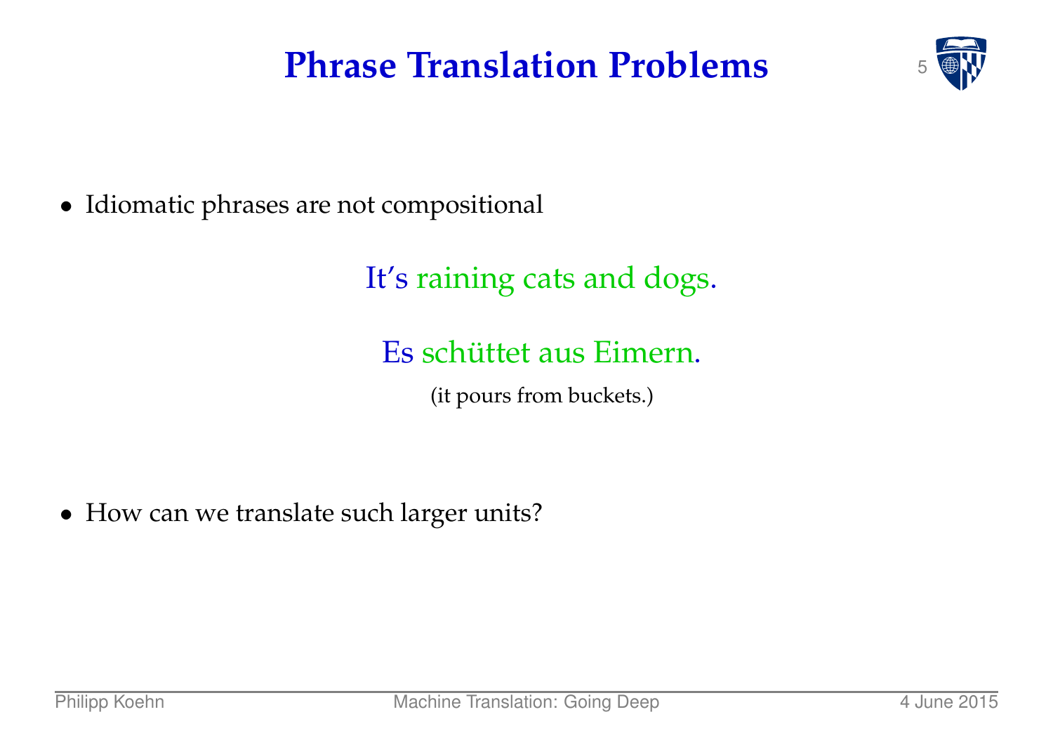# Phrase Translation Problems

- Idiomatic phrases are not compositional

It's raining cats and dogs.

Es schüttet aus Eimern.

(it pours from buckets.)

- How can we translate such larger units?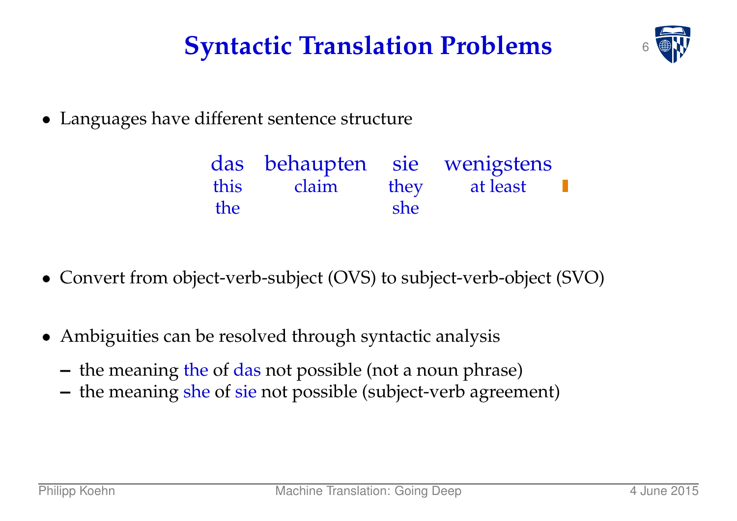# Syntactic Translation Problems

- Languages have different sentence structure

| das | behaupten | sie | wenigstens |
|---|---|---|---|
| this | claim | they | at least |
| the | | she | |

- Convert from object-verb-subject (OVS) to subject-verb-object (SVO)

- Ambiguities can be resolved through syntactic analysis
  - the meaning the of das not possible (not a noun phrase)
  - the meaning she of sie not possible (subject-verb agreement)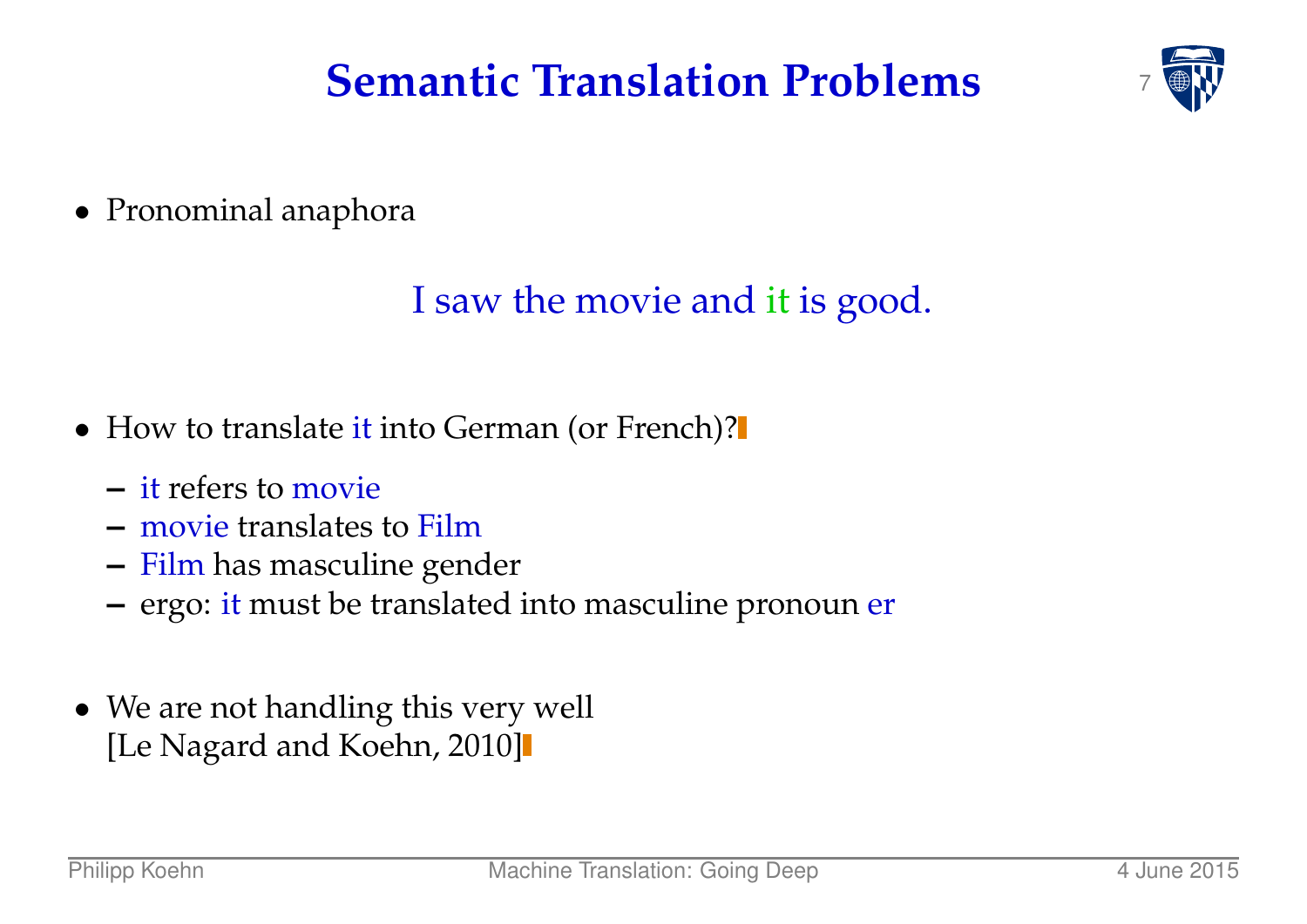# Semantic Translation Problems

- Pronominal anaphora

I saw the movie and it is good.

- How to translate it into German (or French)?
  - it refers to movie
  - movie translates to Film
  - Film has masculine gender
  - ergo: it must be translated into masculine pronoun er

- We are not handling this very well
  [Le Nagard and Koehn, 2010]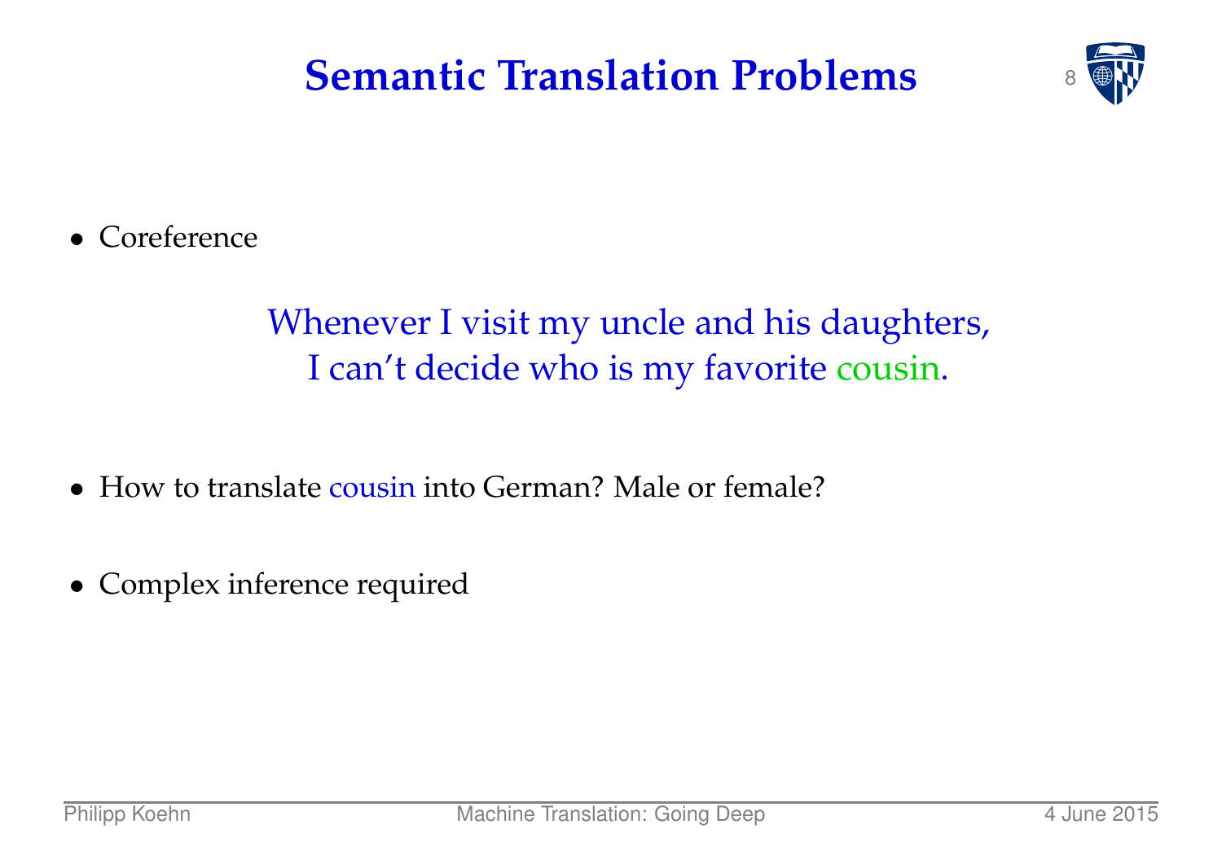# Semantic Translation Problems

- Coreference

Whenever I visit my uncle and his daughters,
I can't decide who is my favorite cousin.

- How to translate cousin into German? Male or female?

- Complex inference required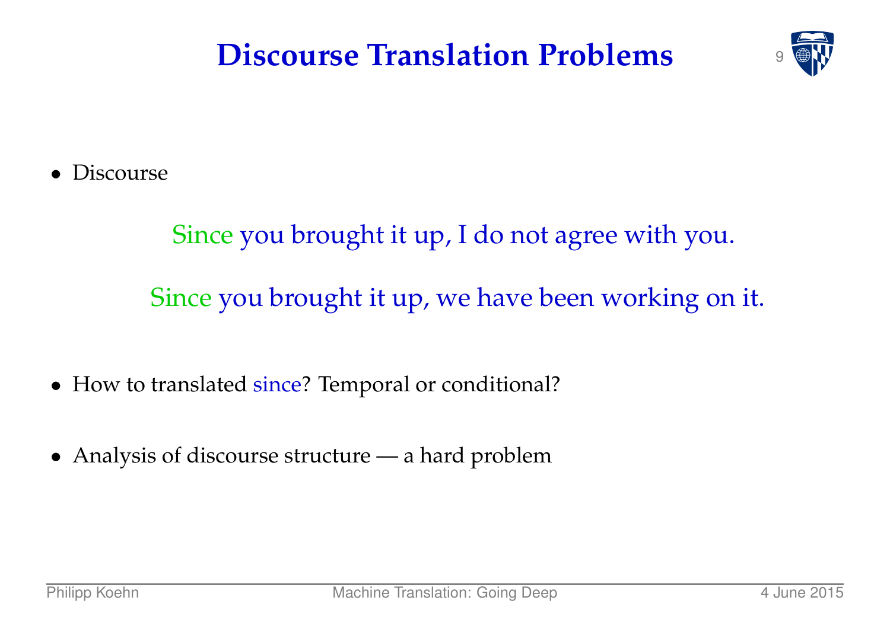# Discourse Translation Problems

- Discourse

Since you brought it up, I do not agree with you.

Since you brought it up, we have been working on it.

- How to translated since? Temporal or conditional?

- Analysis of discourse structure — a hard problem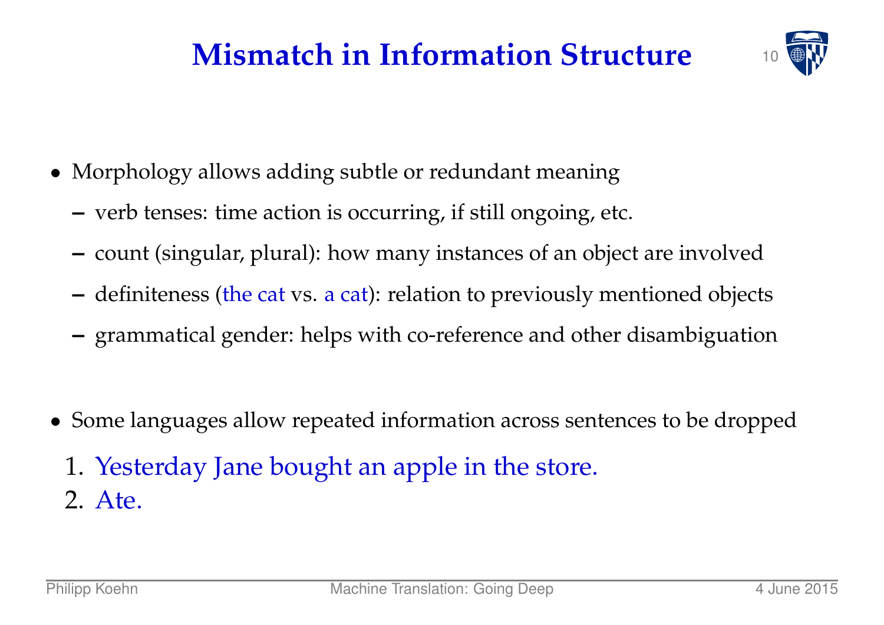# Mismatch in Information Structure

- Morphology allows adding subtle or redundant meaning
  - verb tenses: time action is occurring, if still ongoing, etc.
  - count (singular, plural): how many instances of an object are involved
  - definiteness (the cat vs. a cat): relation to previously mentioned objects
  - grammatical gender: helps with co-reference and other disambiguation

- Some languages allow repeated information across sentences to be dropped

1. Yesterday Jane bought an apple in the store.
2. Ate.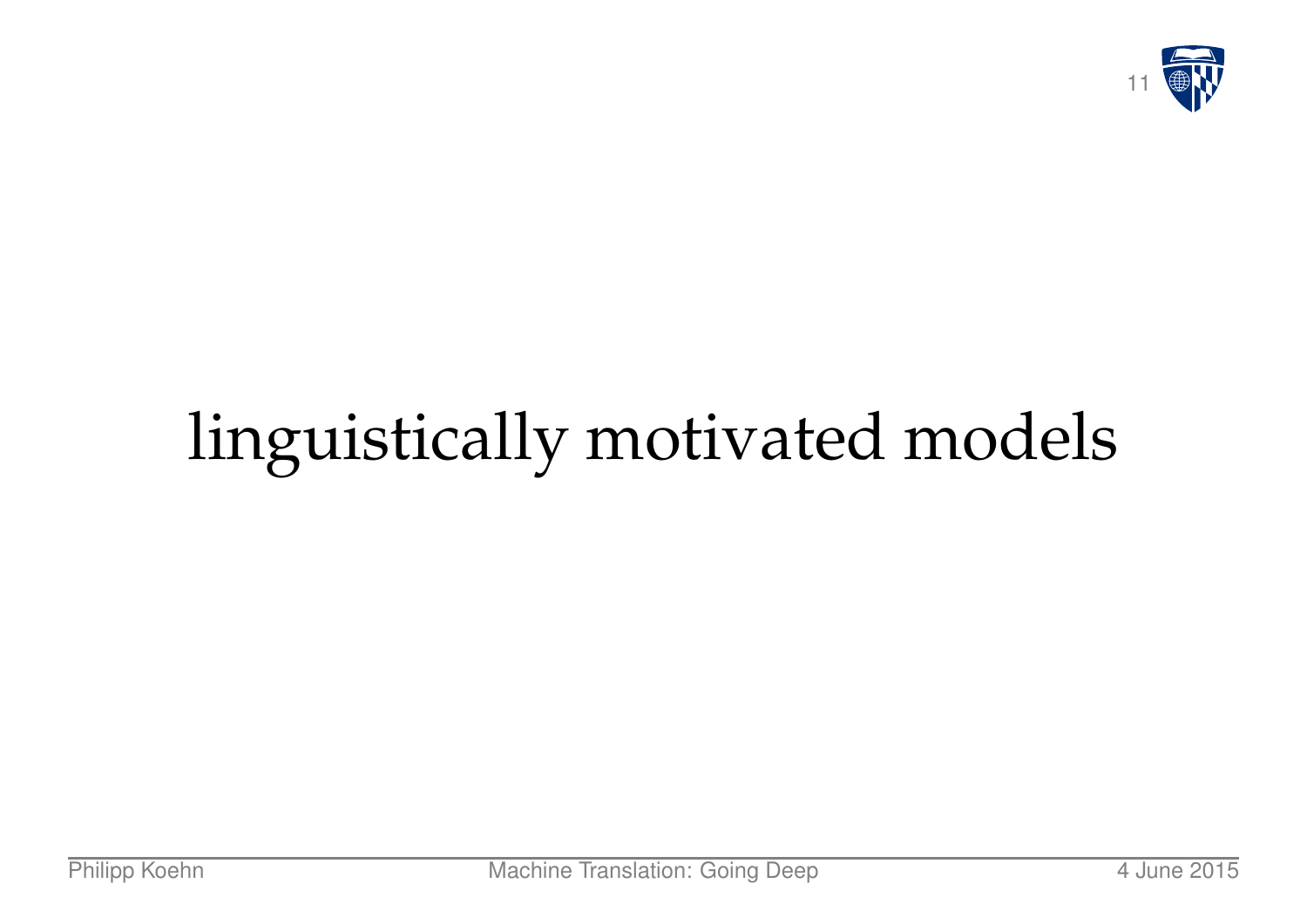# linguistically motivated models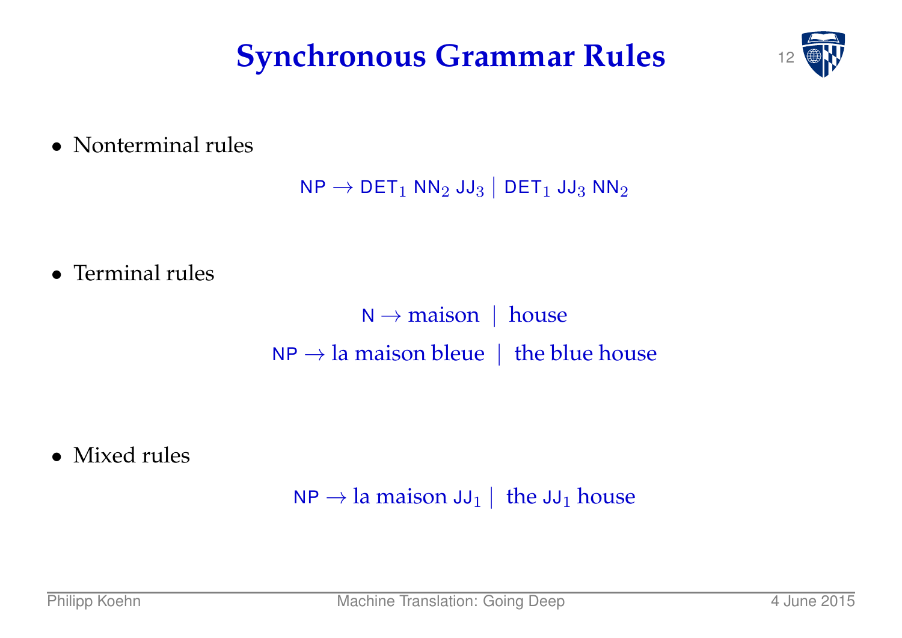# Synchronous Grammar Rules

- Nonterminal rules

$$\text{NP} \rightarrow \text{DET}_1 \ \text{NN}_2 \ \text{JJ}_3 \mid \text{DET}_1 \ \text{JJ}_3 \ \text{NN}_2$$

- Terminal rules

$$\text{N} \rightarrow \text{maison} \mid \text{house}$$

$$\text{NP} \rightarrow \text{la maison bleue} \mid \text{the blue house}$$

- Mixed rules

$$\text{NP} \rightarrow \text{la maison } \text{JJ}_1 \mid \text{the } \text{JJ}_1 \text{ house}$$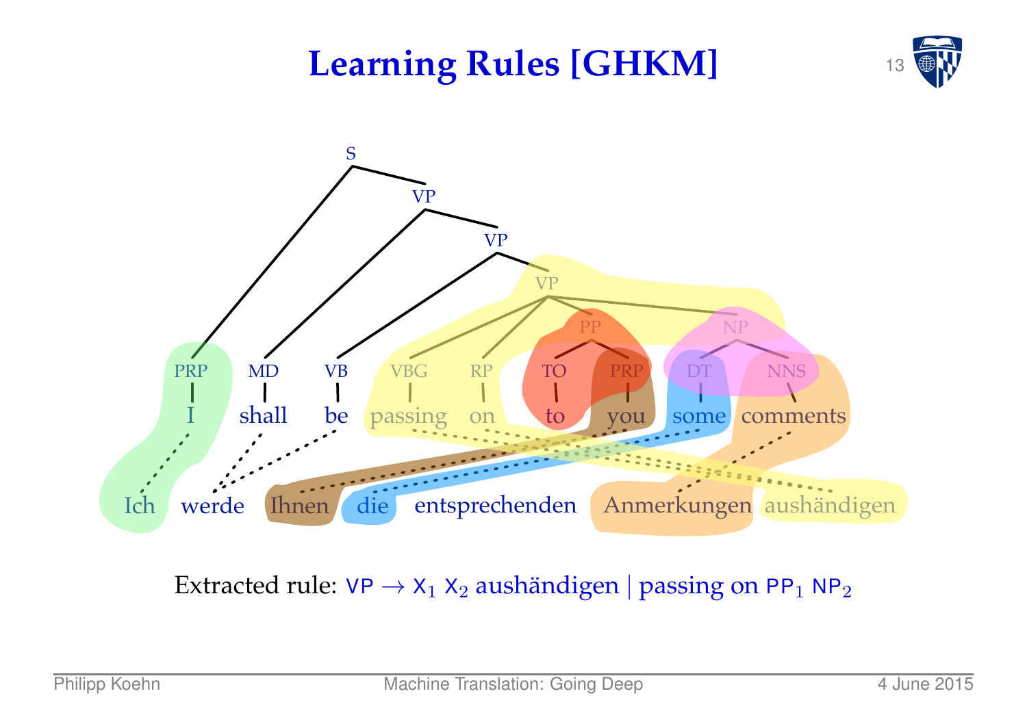# Learning Rules [GHKM]

S
VP
VP
VP
PP
NP
PRP
MD
VB
VBG
RP
TO
PRP
DT
NNS
I
shall
be
passing
on
to
you
some
comments
Ich
werde
Ihnen
die
entsprechenden
Anmerkungen
aushändigen

Extracted rule: $\texttt{VP} \rightarrow \texttt{X}_1\ \texttt{X}_2$ aushändigen | passing on $\texttt{PP}_1\ \texttt{NP}_2$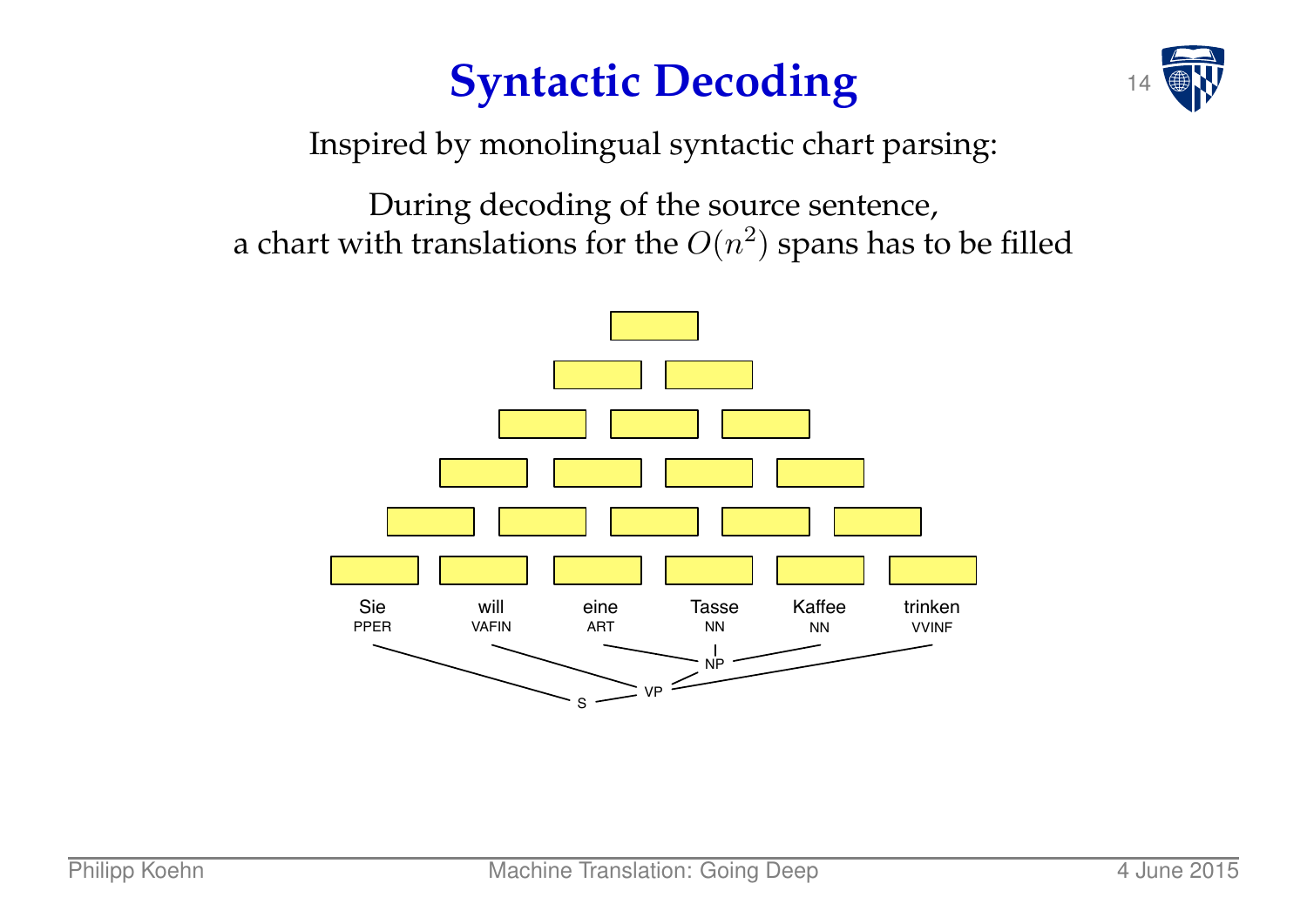# Syntactic Decoding

Inspired by monolingual syntactic chart parsing:

During decoding of the source sentence,
a chart with translations for the $O(n^2)$ spans has to be filled

Sie
PPER

will
VAFIN

eine
ART

Tasse
NN

Kaffee
NN

trinken
VVINF

NP

VP

S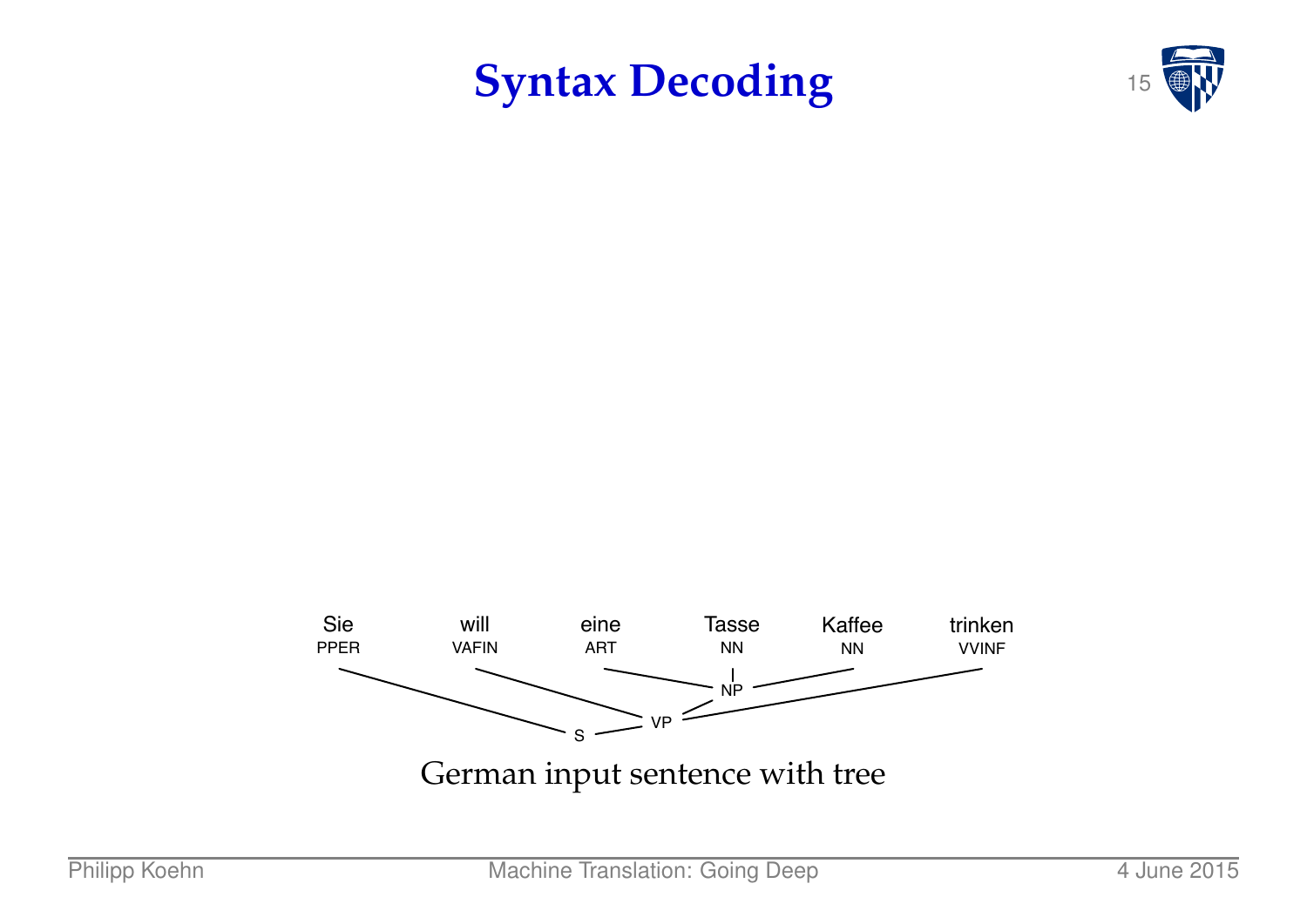# Syntax Decoding

Sie will eine Tasse Kaffee trinken

PPER VAFIN ART NN NN VVINF

NP

VP

S

German input sentence with tree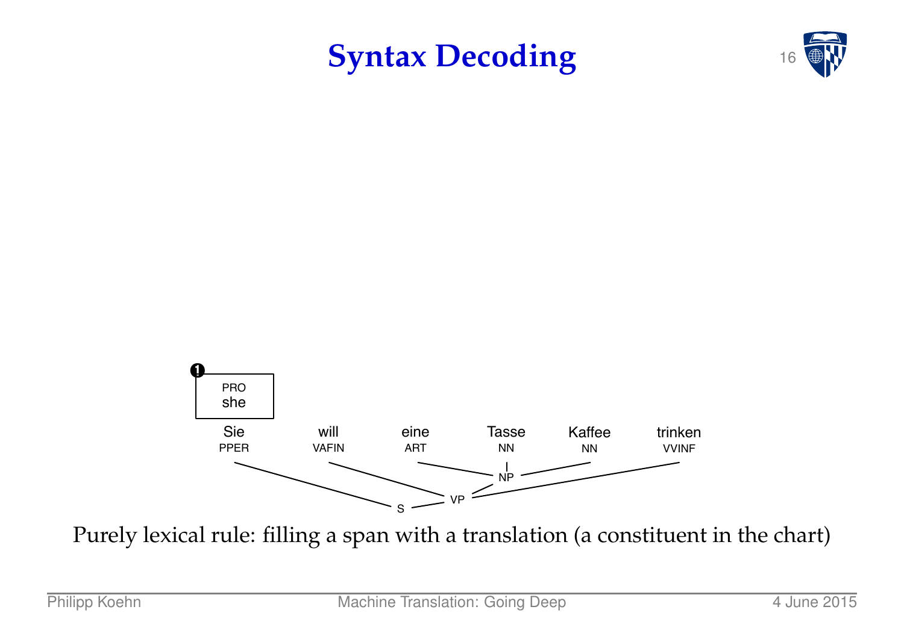# Syntax Decoding

1

PRO
she

Sie PPER
will VAFIN
eine ART
Tasse NN
Kaffee NN
trinken VVINF

NP
VP
S

Purely lexical rule: filling a span with a translation (a constituent in the chart)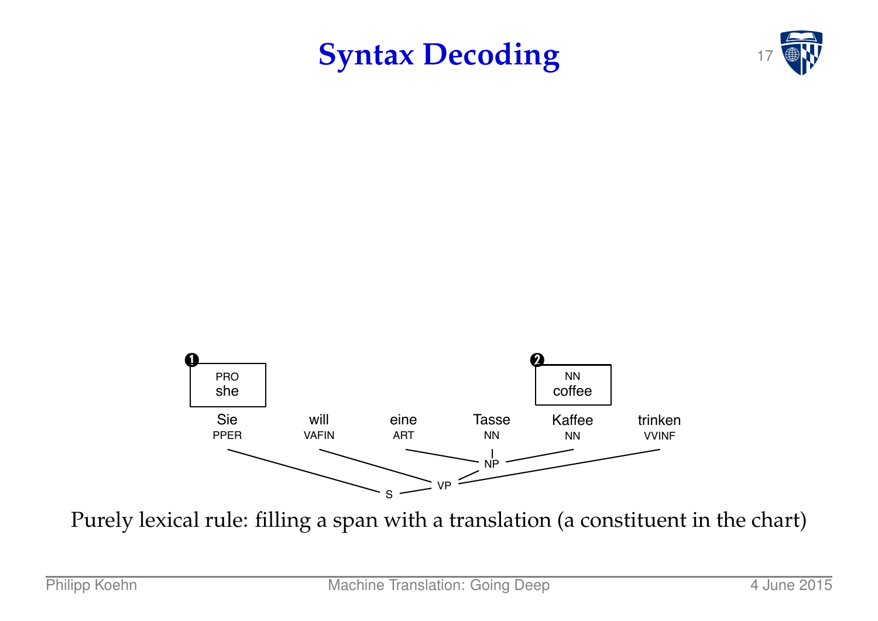# Syntax Decoding

❶ PRO she

❷ NN coffee

Sie PPER | will VAFIN | eine ART | Tasse NN | Kaffee NN | trinken VVINF

NP

VP

S

Purely lexical rule: filling a span with a translation (a constituent in the chart)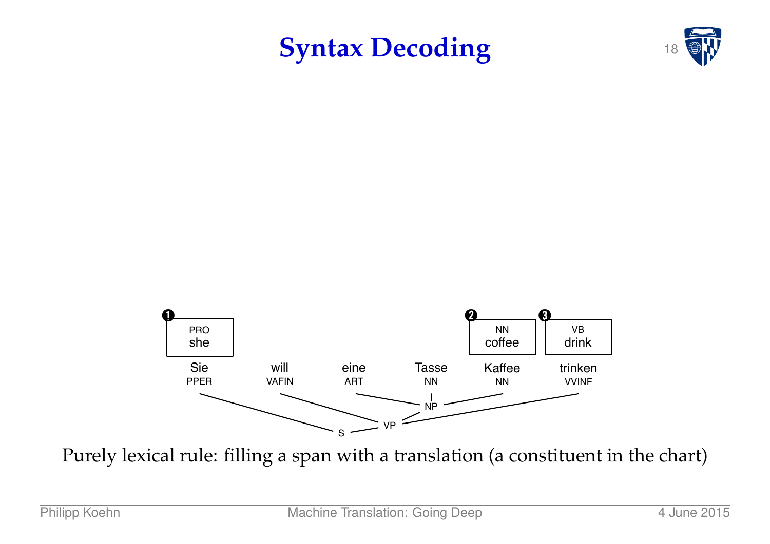# Syntax Decoding

❶ PRO she

❷ NN coffee

❸ VB drink

Sie PPER

will VAFIN

eine ART

Tasse NN

Kaffee NN

trinken VVINF

NP

VP

S

Purely lexical rule: filling a span with a translation (a constituent in the chart)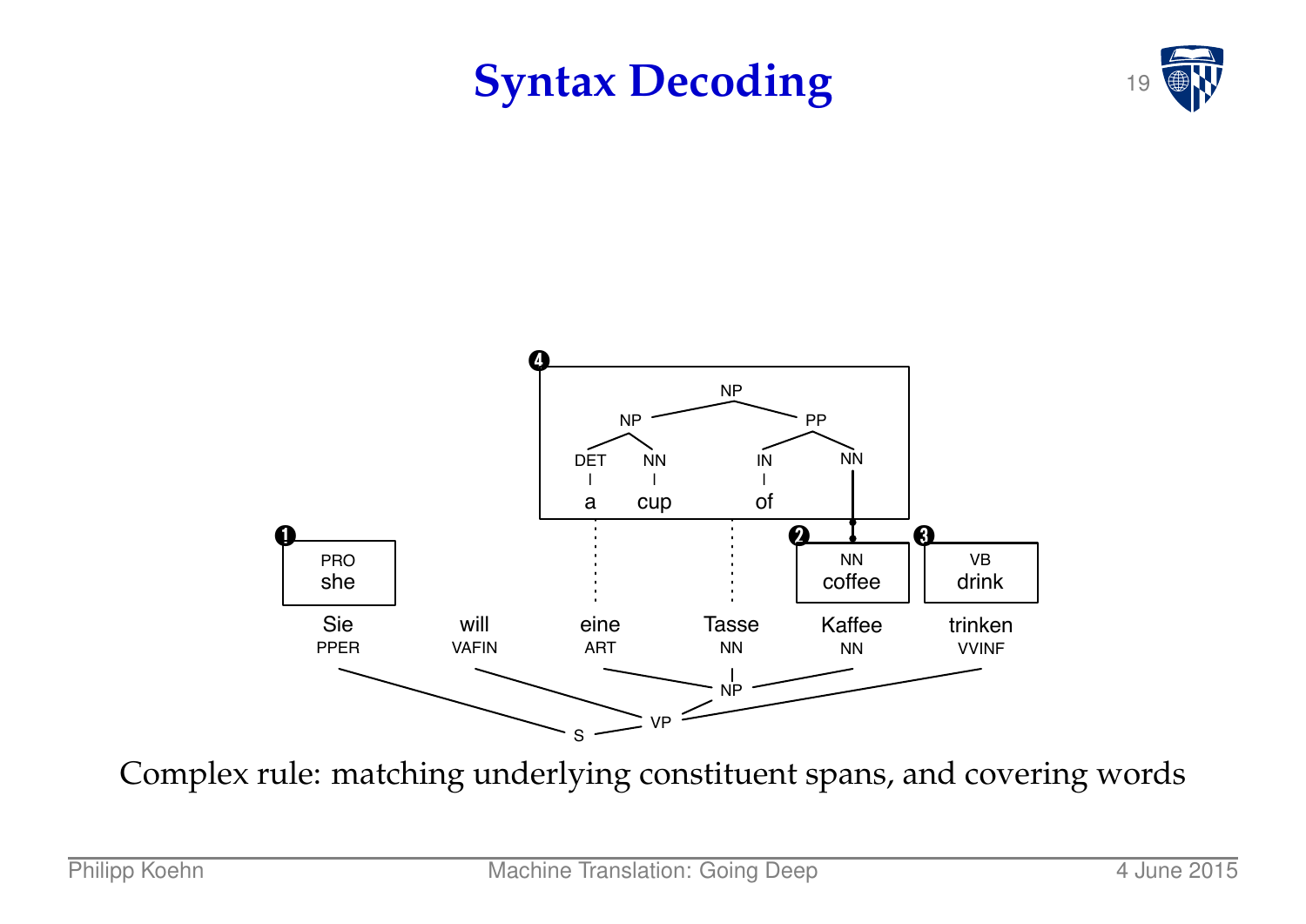# Syntax Decoding

NP
NP
PP
DET
NN
IN
NN
a
cup
of

PRO
she

NN
coffee

VB
drink

Sie
PPER
will
VAFIN
eine
ART
Tasse
NN
Kaffee
NN
trinken
VVINF
NP
VP
S

Complex rule: matching underlying constituent spans, and covering words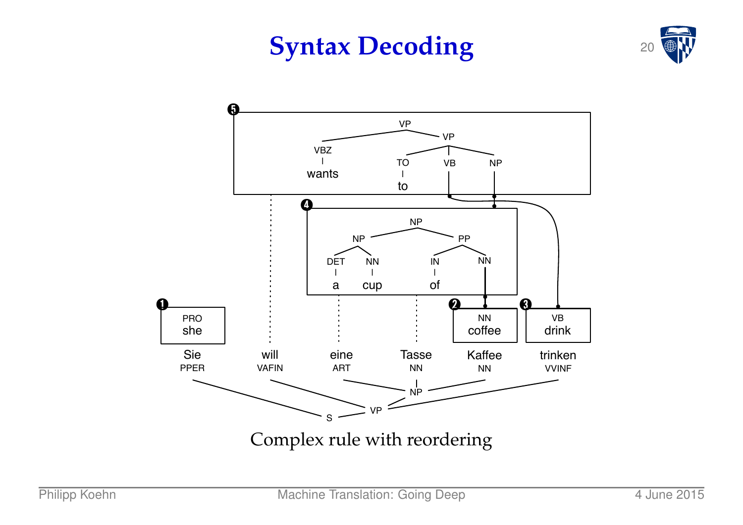# Syntax Decoding

5 VP [VBZ wants] [VP [TO to] VB NP]

4 NP [NP [DET a] [NN cup]] [PP [IN of] NN]

1 PRO she

2 NN coffee

3 VB drink

| Sie | will | eine | Tasse | Kaffee | trinken |
|---|---|---|---|---|---|
| PPER | VAFIN | ART | NN | NN | VVINF |

S → PPER VP; VP → VAFIN NP VVINF; NP → ART NN NN

Complex rule with reordering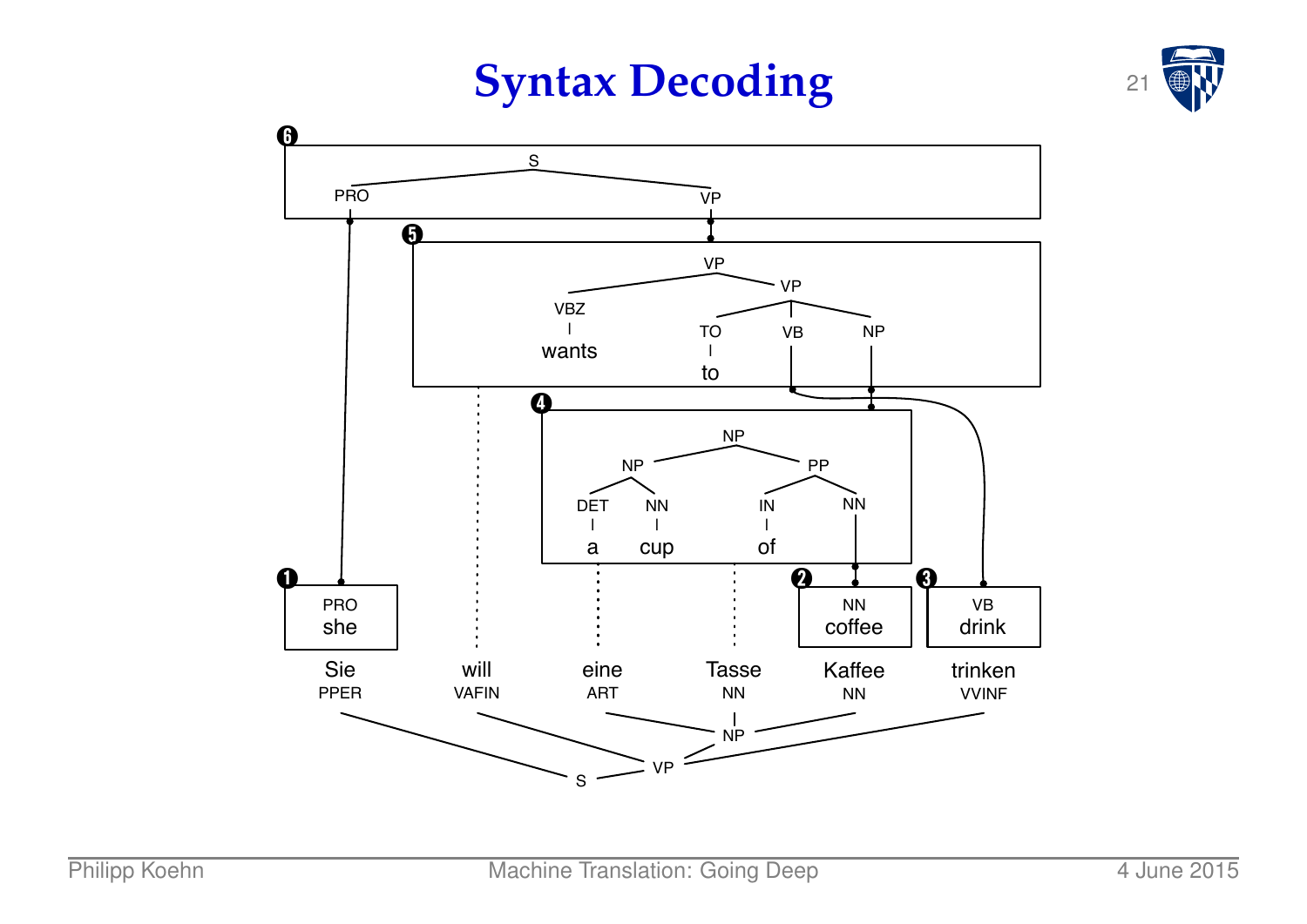# Syntax Decoding

❻
S
PRO
VP

❺
VP
VBZ
wants
VP
TO
to
VB
NP

❹
NP
NP
DET
a
NN
cup
PP
IN
of
NN

❶
PRO
she

❷
NN
coffee

❸
VB
drink

Sie
PPER

will
VAFIN

eine
ART

Tasse
NN

Kaffee
NN

trinken
VVINF

NP
VP
S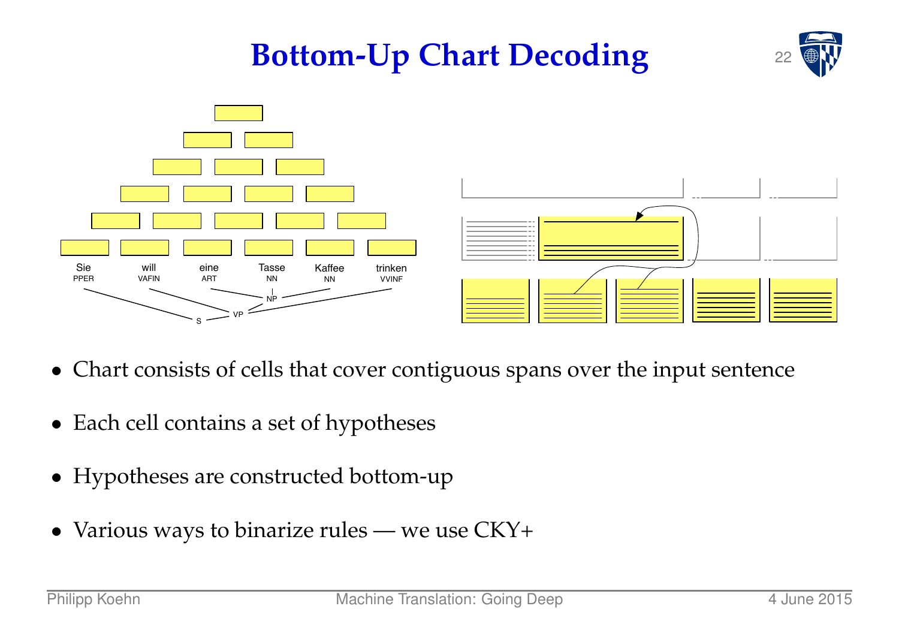# Bottom-Up Chart Decoding

Sie
PPER

will
VAFIN

eine
ART

Tasse
NN

Kaffee
NN

trinken
VVINF

NP

VP

S

- Chart consists of cells that cover contiguous spans over the input sentence
- Each cell contains a set of hypotheses
- Hypotheses are constructed bottom-up
- Various ways to binarize rules — we use CKY+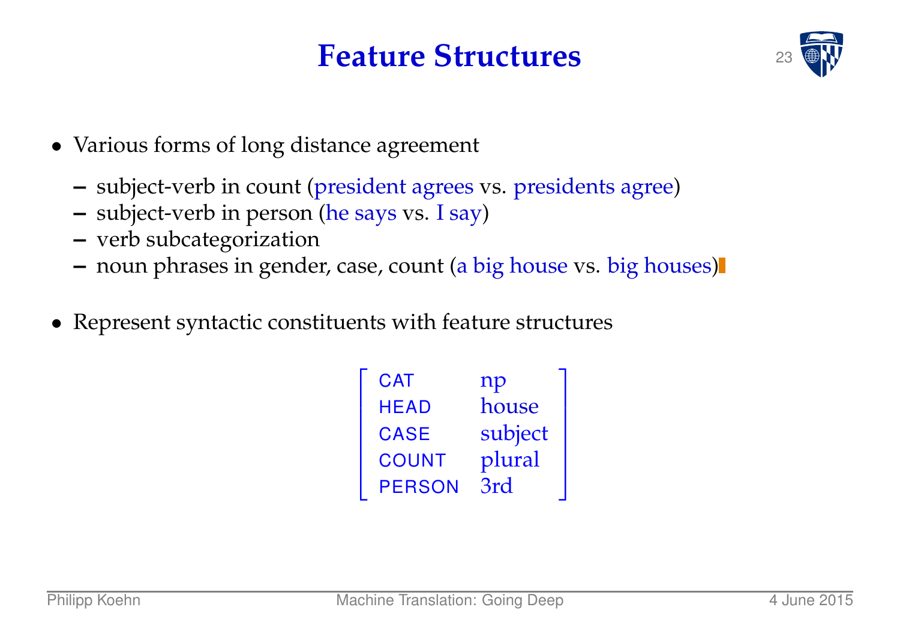# Feature Structures

- Various forms of long distance agreement
  - subject-verb in count (president agrees vs. presidents agree)
  - subject-verb in person (he says vs. I say)
  - verb subcategorization
  - noun phrases in gender, case, count (a big house vs. big houses)

- Represent syntactic constituents with feature structures

$$\begin{bmatrix} \text{CAT} & \text{np} \\ \text{HEAD} & \text{house} \\ \text{CASE} & \text{subject} \\ \text{COUNT} & \text{plural} \\ \text{PERSON} & \text{3rd} \end{bmatrix}$$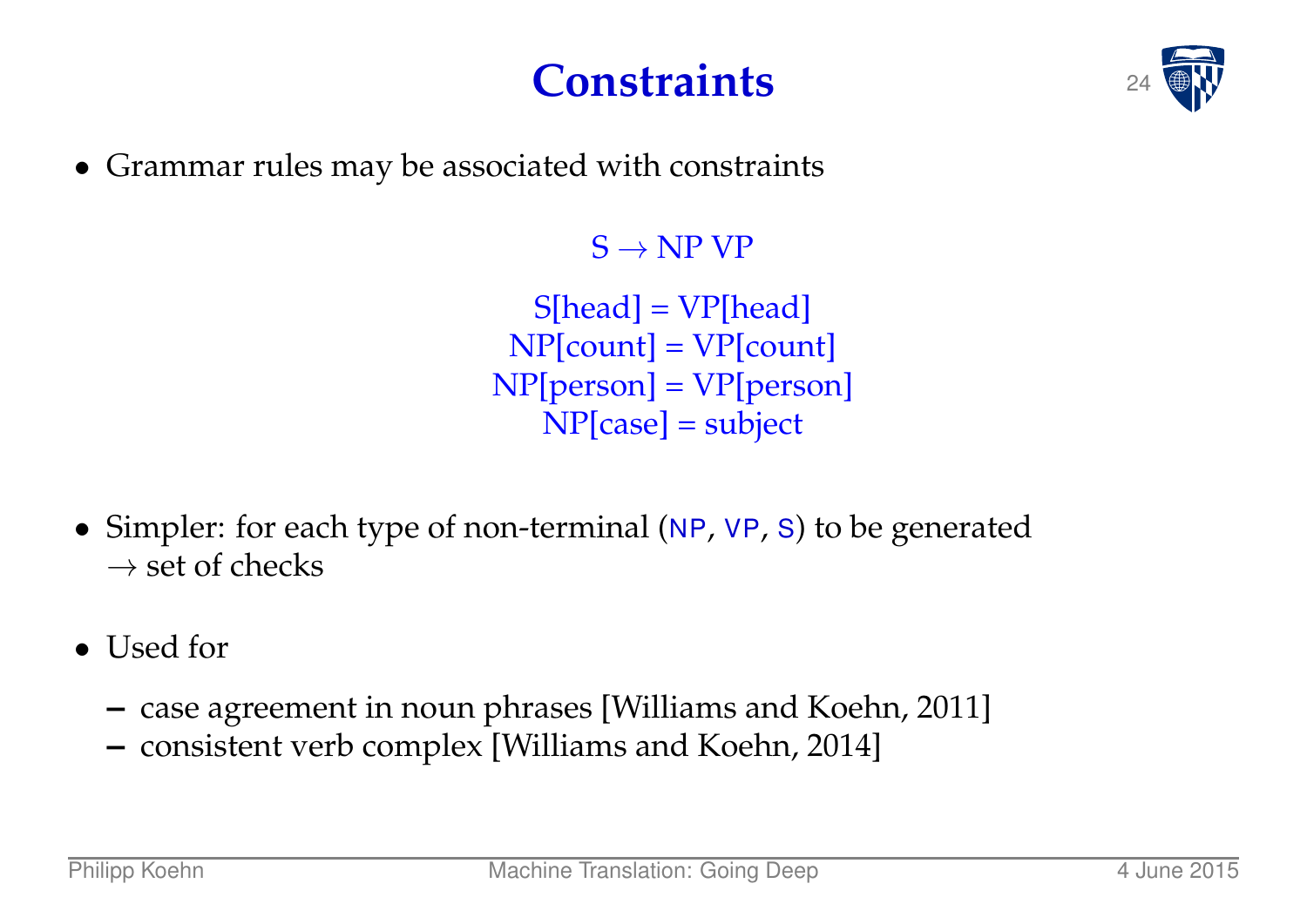# Constraints

- Grammar rules may be associated with constraints

$$S \rightarrow NP\ VP$$

S[head] = VP[head]
NP[count] = VP[count]
NP[person] = VP[person]
NP[case] = subject

- Simpler: for each type of non-terminal (NP, VP, S) to be generated
  → set of checks

- Used for
  - case agreement in noun phrases [Williams and Koehn, 2011]
  - consistent verb complex [Williams and Koehn, 2014]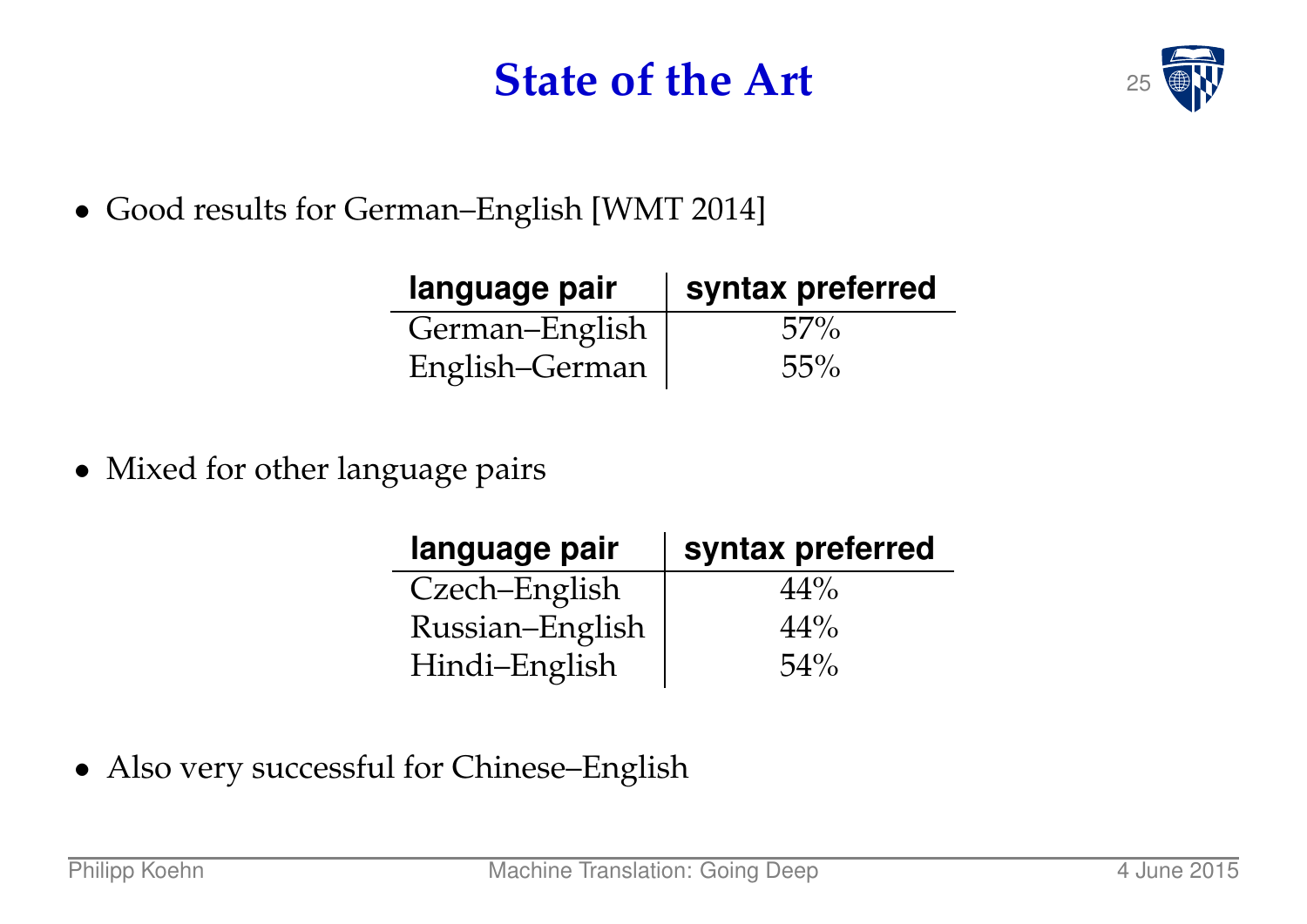# State of the Art

- Good results for German–English [WMT 2014]

| language pair | syntax preferred |
|---|---|
| German–English | 57% |
| English–German | 55% |

- Mixed for other language pairs

| language pair | syntax preferred |
|---|---|
| Czech–English | 44% |
| Russian–English | 44% |
| Hindi–English | 54% |

- Also very successful for Chinese–English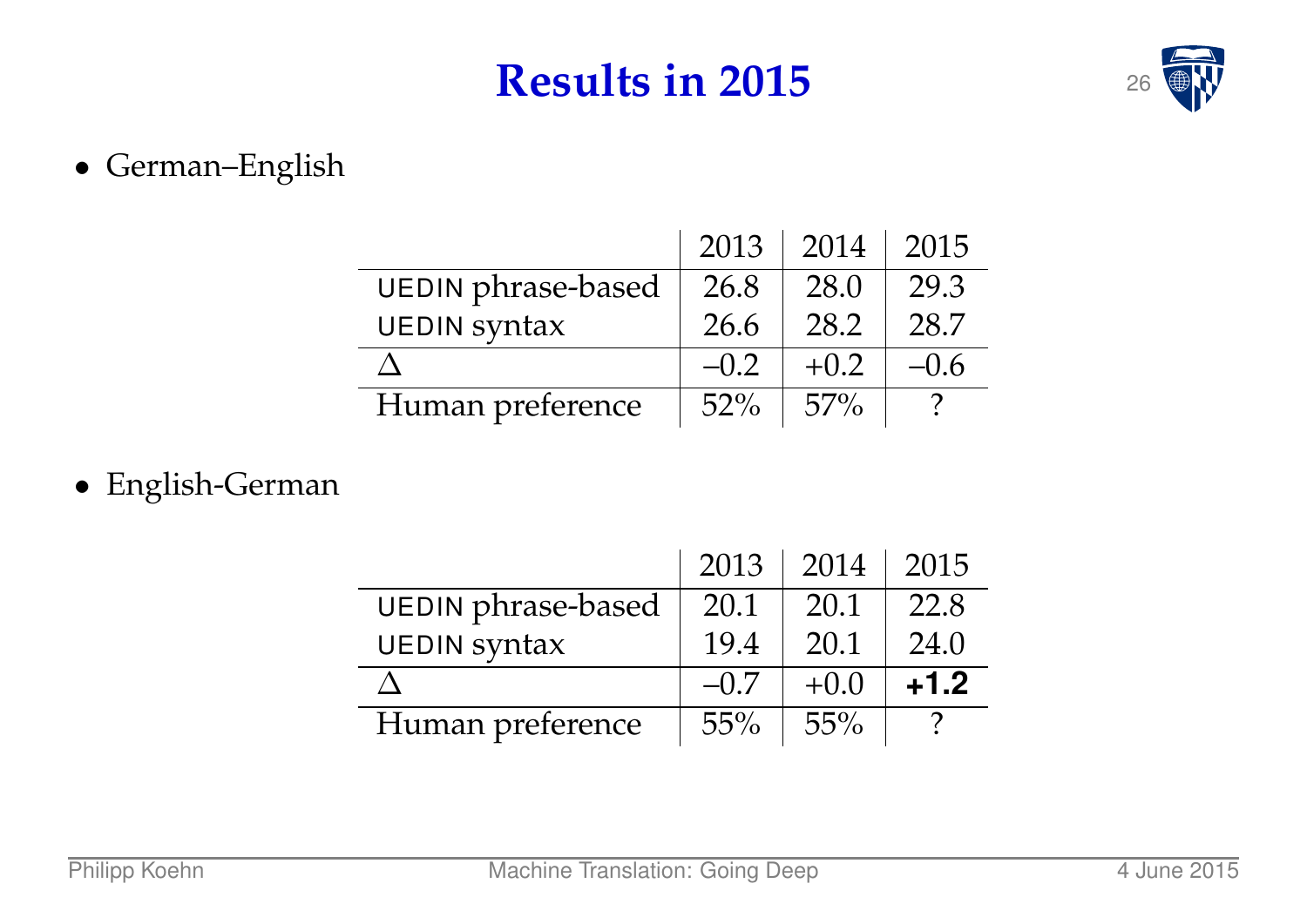# Results in 2015

- German–English

| | 2013 | 2014 | 2015 |
|---|---|---|---|
| UEDIN phrase-based | 26.8 | 28.0 | 29.3 |
| UEDIN syntax | 26.6 | 28.2 | 28.7 |
| $\Delta$ | –0.2 | +0.2 | –0.6 |
| Human preference | 52% | 57% | ? |

- English-German

| | 2013 | 2014 | 2015 |
|---|---|---|---|
| UEDIN phrase-based | 20.1 | 20.1 | 22.8 |
| UEDIN syntax | 19.4 | 20.1 | 24.0 |
| $\Delta$ | –0.7 | +0.0 | **+1.2** |
| Human preference | 55% | 55% | ? |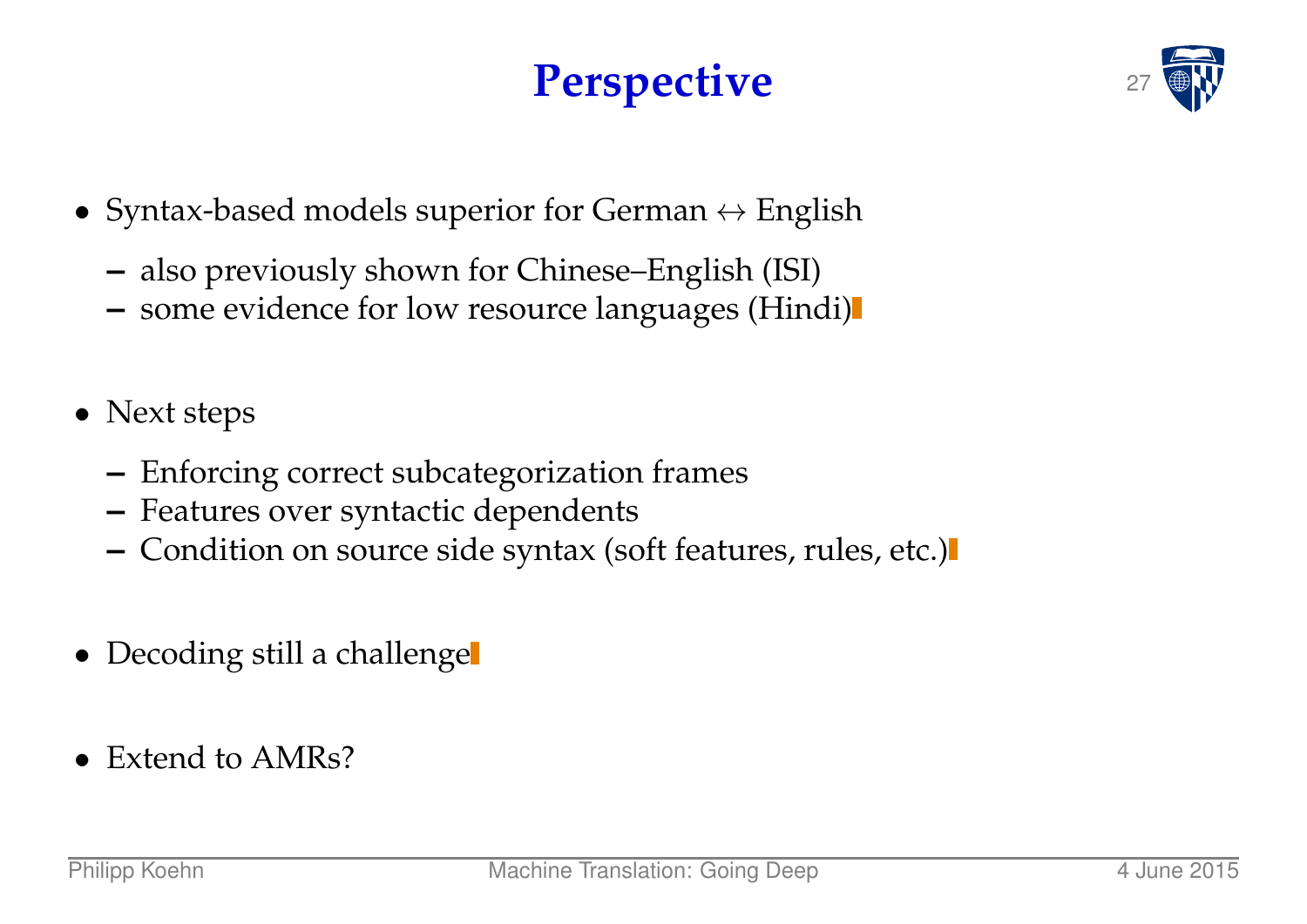# Perspective

- Syntax-based models superior for German $\leftrightarrow$ English
  - also previously shown for Chinese–English (ISI)
  - some evidence for low resource languages (Hindi)
- Next steps
  - Enforcing correct subcategorization frames
  - Features over syntactic dependents
  - Condition on source side syntax (soft features, rules, etc.)
- Decoding still a challenge
- Extend to AMRs?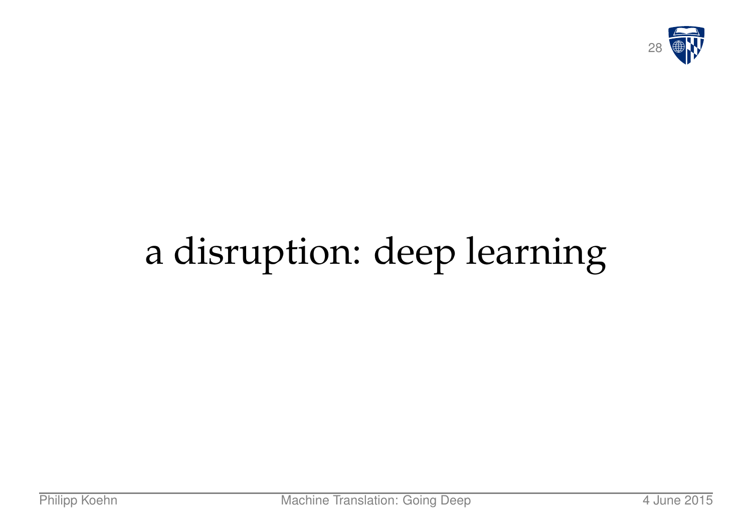# a disruption: deep learning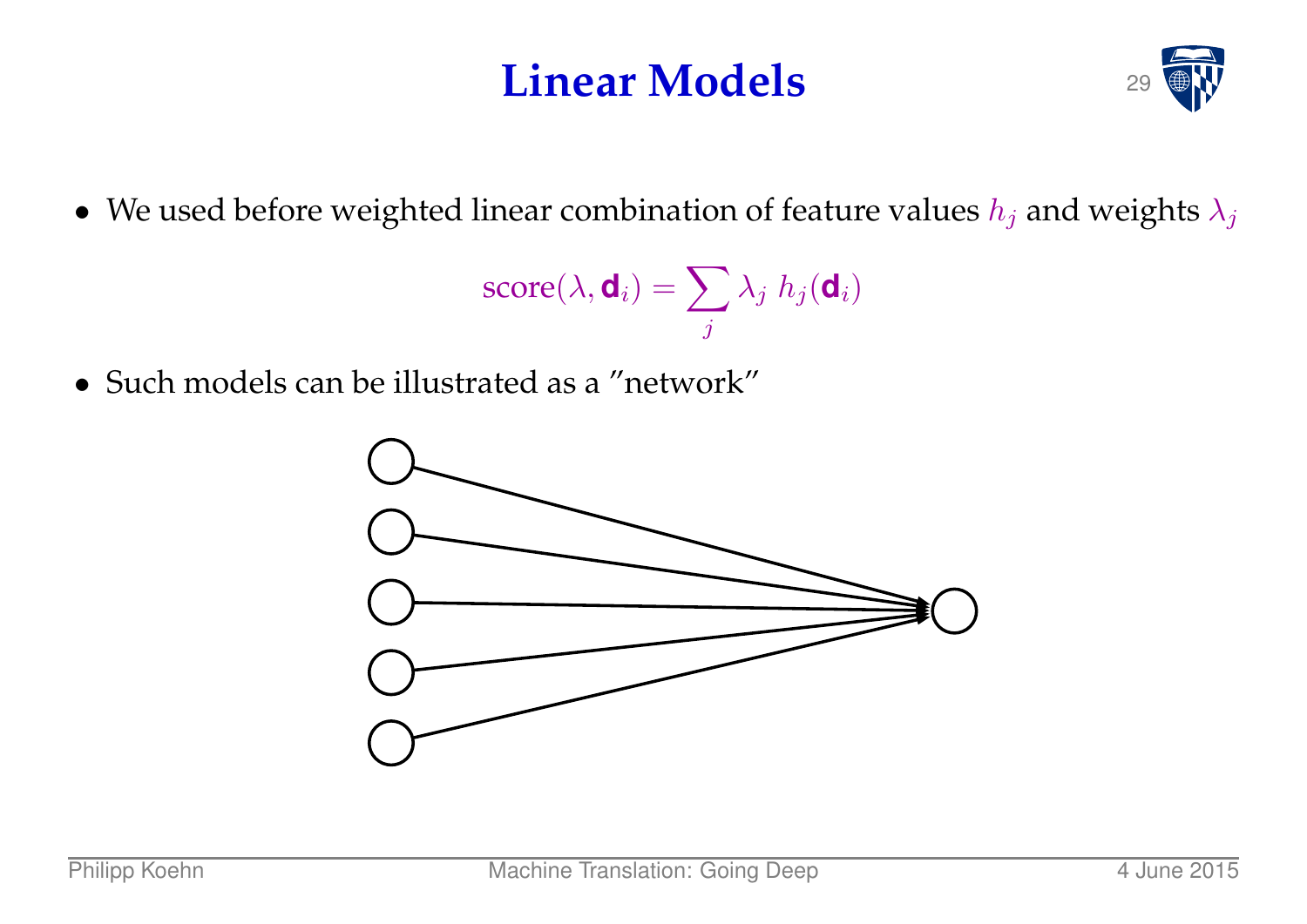# Linear Models

- We used before weighted linear combination of feature values $h_j$ and weights $\lambda_j$

$$\text{score}(\lambda, \mathbf{d}_i) = \sum_j \lambda_j \; h_j(\mathbf{d}_i)$$

- Such models can be illustrated as a "network"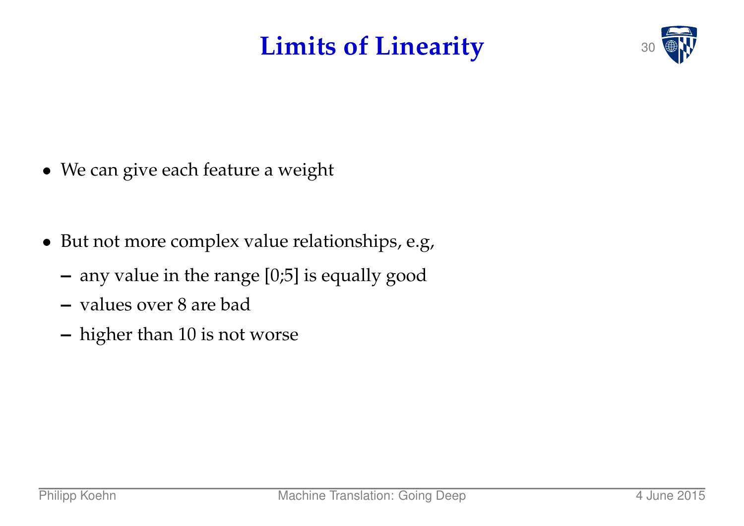# Limits of Linearity

- We can give each feature a weight

- But not more complex value relationships, e.g,
  - any value in the range [0;5] is equally good
  - values over 8 are bad
  - higher than 10 is not worse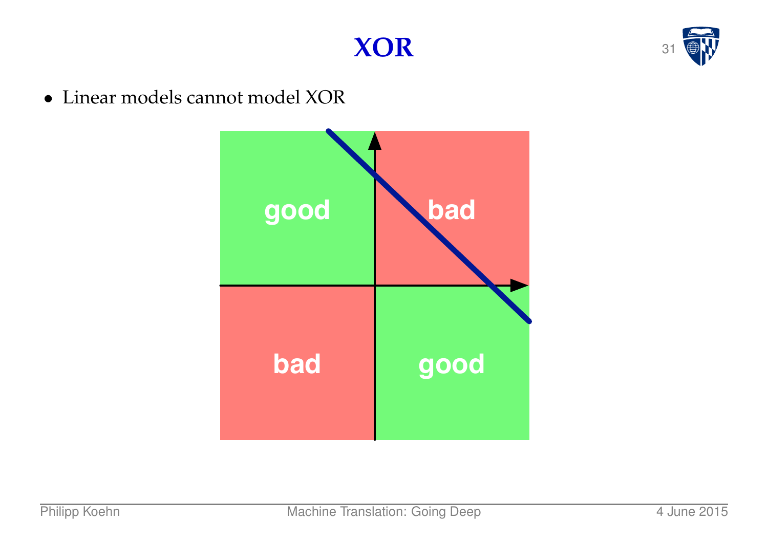# XOR

- Linear models cannot model XOR

good

bad

bad

good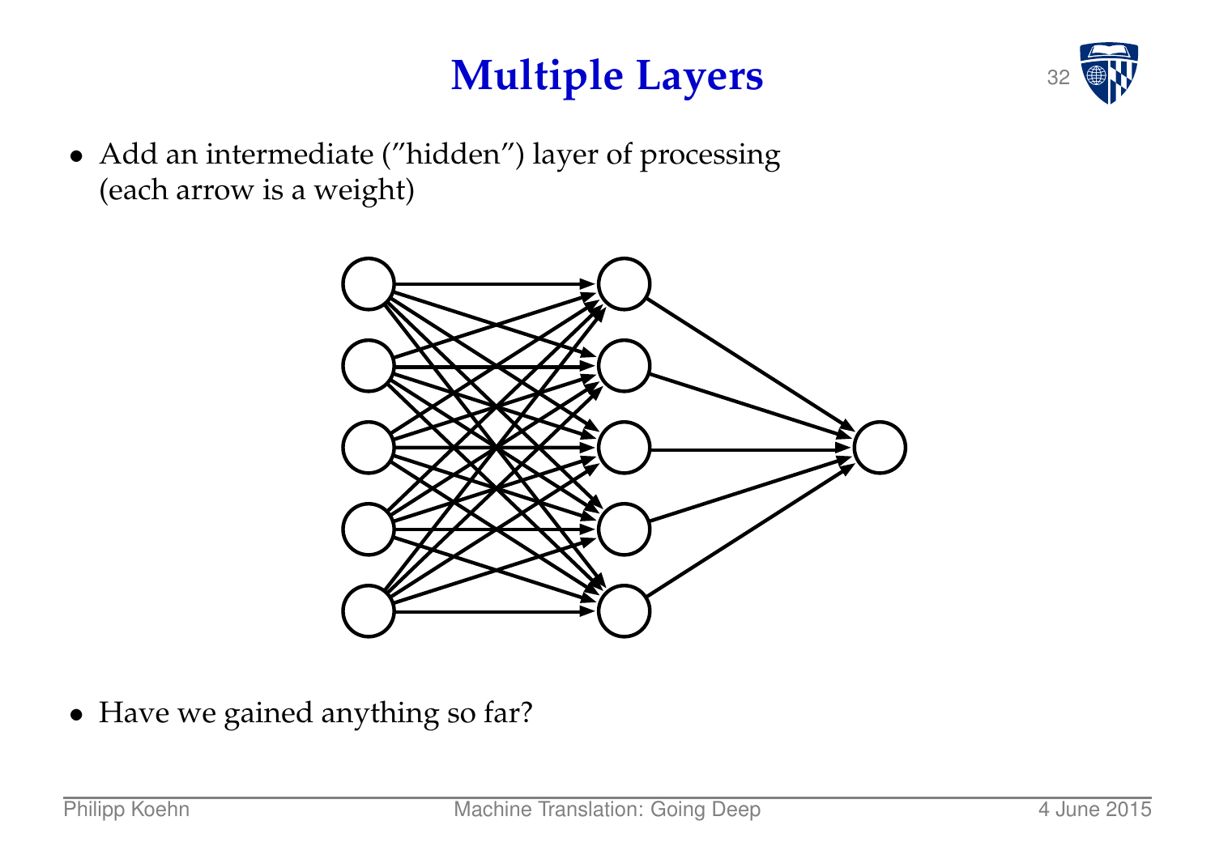# Multiple Layers

- Add an intermediate ("hidden") layer of processing (each arrow is a weight)

- Have we gained anything so far?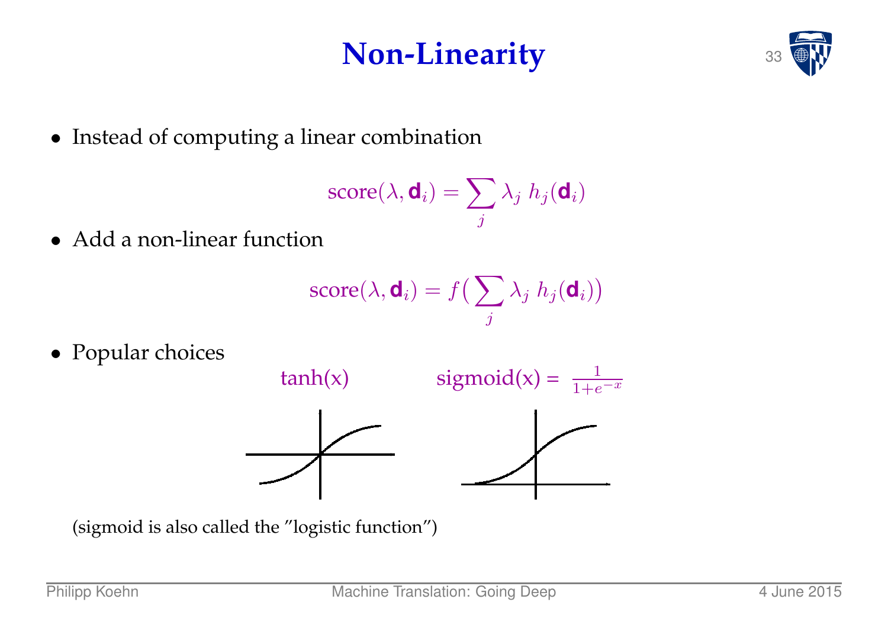# Non-Linearity

- Instead of computing a linear combination

$$\text{score}(\lambda, \mathbf{d}_i) = \sum_j \lambda_j \; h_j(\mathbf{d}_i)$$

- Add a non-linear function

$$\text{score}(\lambda, \mathbf{d}_i) = f\big(\sum_j \lambda_j \; h_j(\mathbf{d}_i)\big)$$

- Popular choices

tanh(x)

sigmoid(x) = $\frac{1}{1+e^{-x}}$

(sigmoid is also called the "logistic function")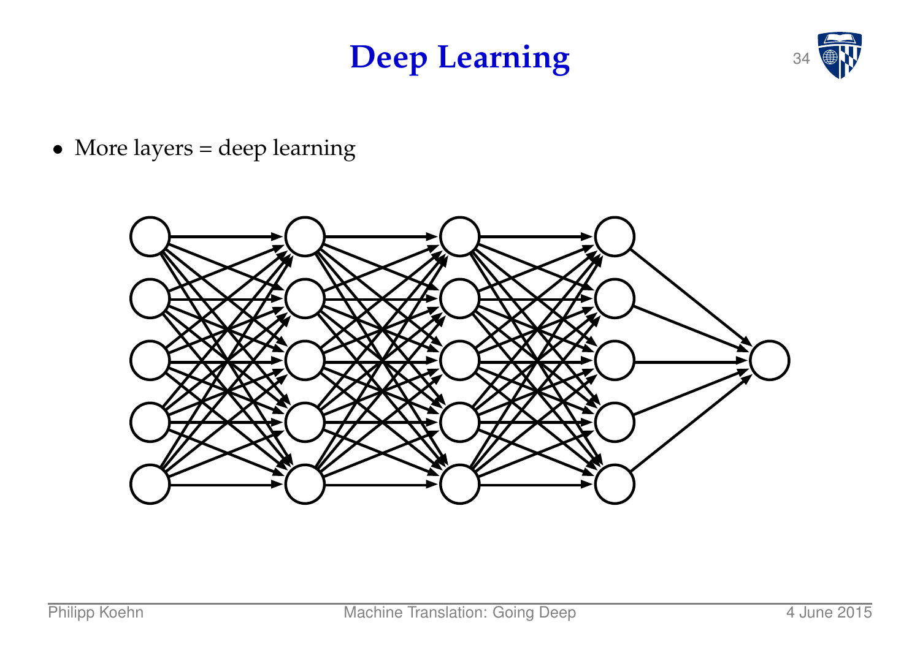# Deep Learning

- More layers = deep learning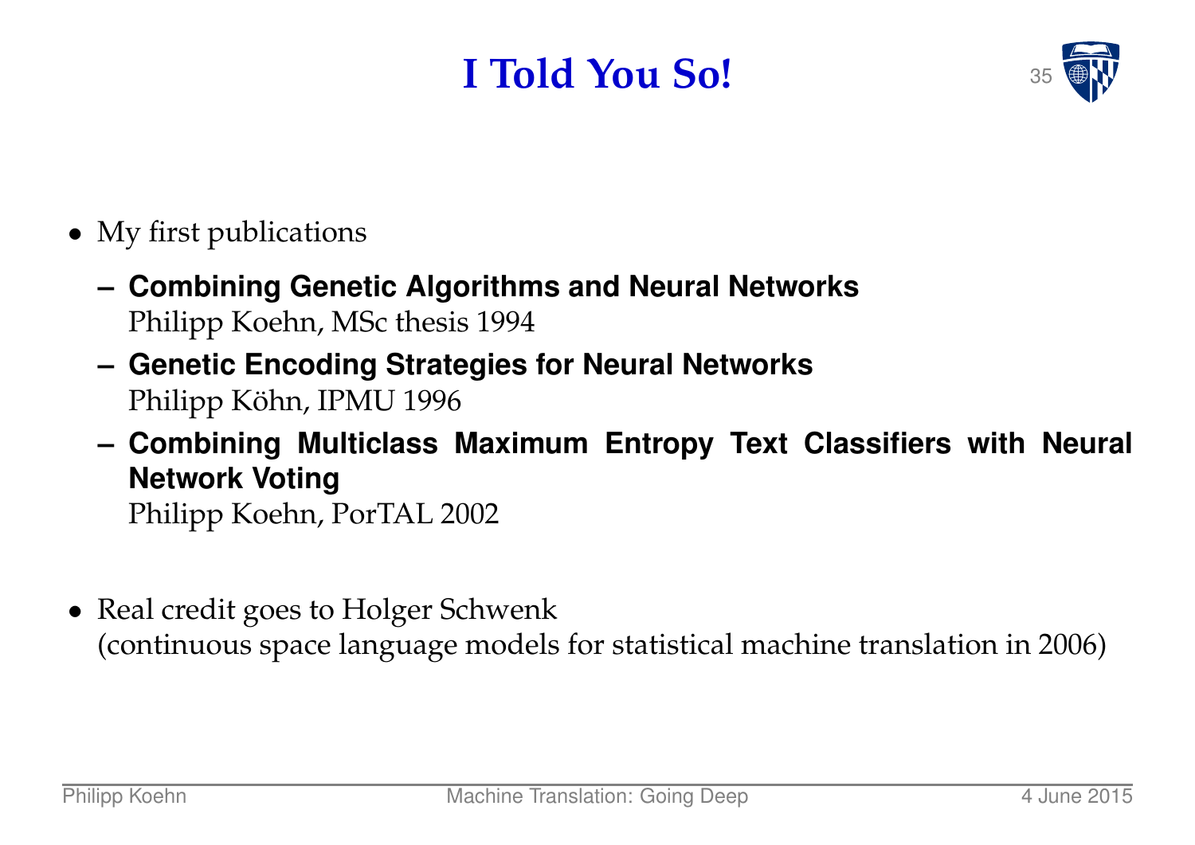# I Told You So!

- My first publications
  - **Combining Genetic Algorithms and Neural Networks**
    Philipp Koehn, MSc thesis 1994
  - **Genetic Encoding Strategies for Neural Networks**
    Philipp Köhn, IPMU 1996
  - **Combining Multiclass Maximum Entropy Text Classifiers with Neural Network Voting**
    Philipp Koehn, PorTAL 2002

- Real credit goes to Holger Schwenk
  (continuous space language models for statistical machine translation in 2006)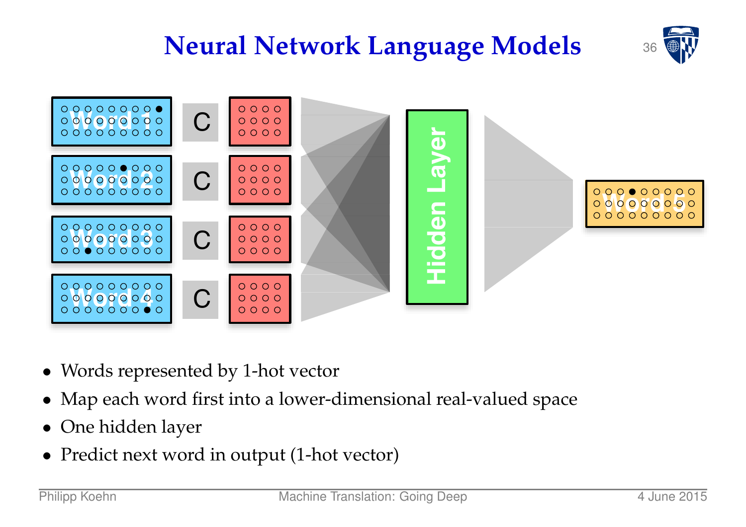# Neural Network Language Models

Word 1
Word 2
Word 3
Word 4
C
C
C
C
Hidden Layer
Word 5

- Words represented by 1-hot vector
- Map each word first into a lower-dimensional real-valued space
- One hidden layer
- Predict next word in output (1-hot vector)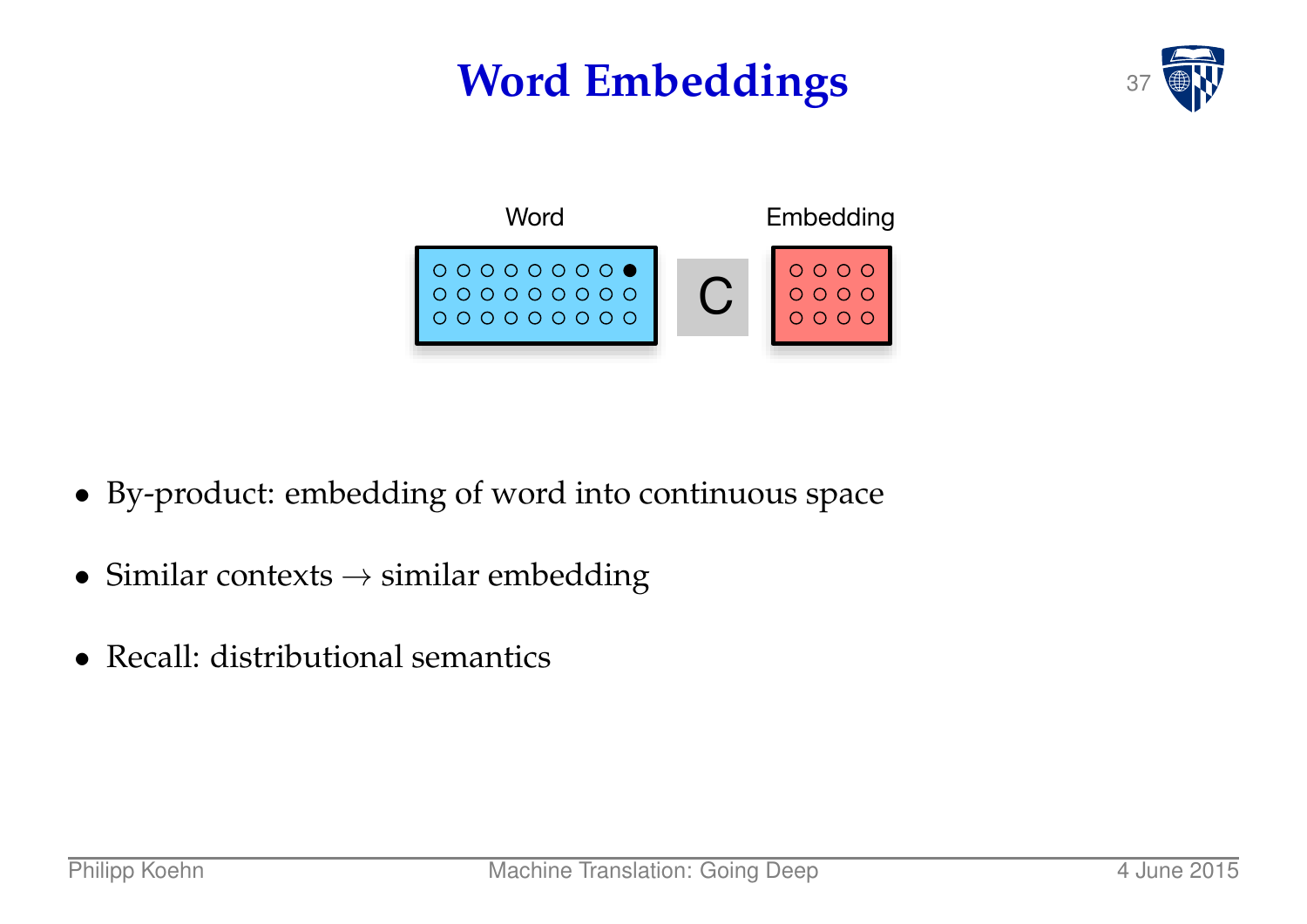# Word Embeddings

Word

C

Embedding

- By-product: embedding of word into continuous space
- Similar contexts → similar embedding
- Recall: distributional semantics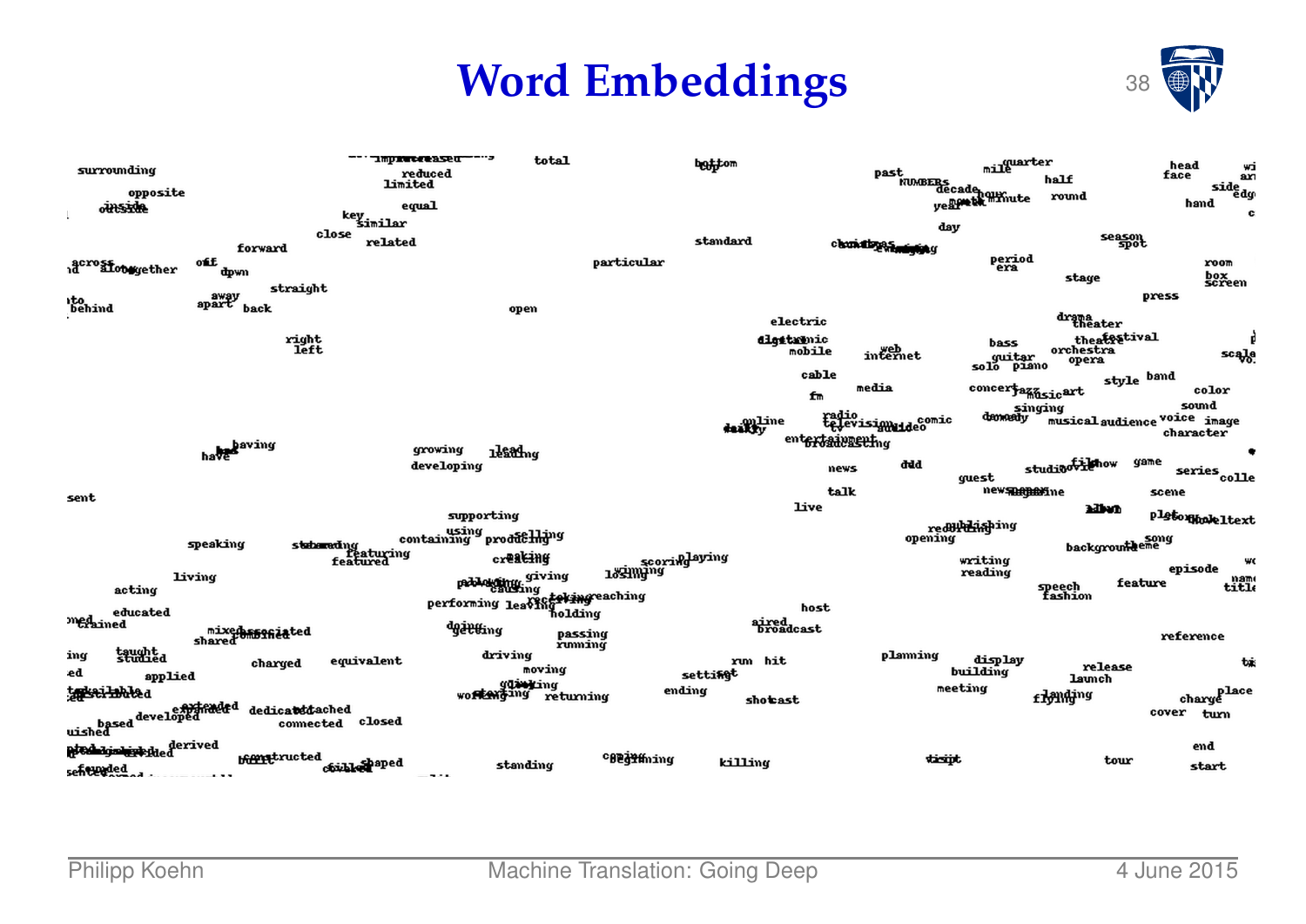# Word Embeddings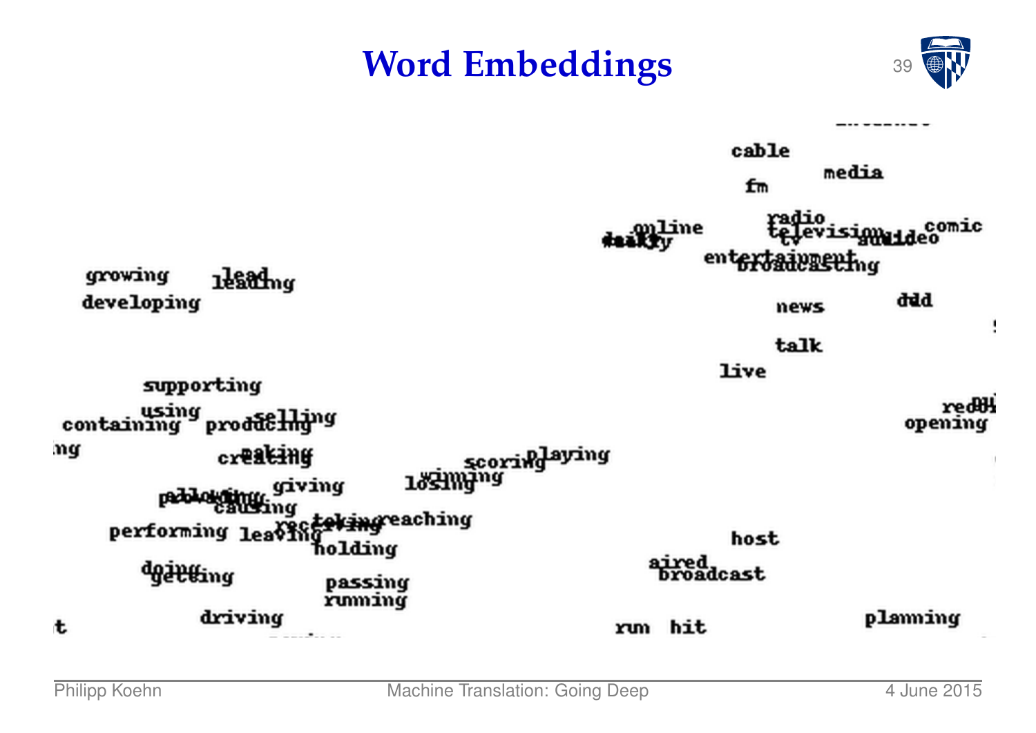# Word Embeddings

cable
media
fm
radio
television
comic
online
video
entertainment
broadcasting
news
dvd
talk
live
growing
lead
leading
developing
supporting
using
containing
producing
selling
opening
making
creating
scoring
playing
winning
losing
giving
allowing
causing
performing
leaving
receiving
taking
reaching
holding
host
doing
getting
aired
broadcast
passing
running
driving
run
hit
planning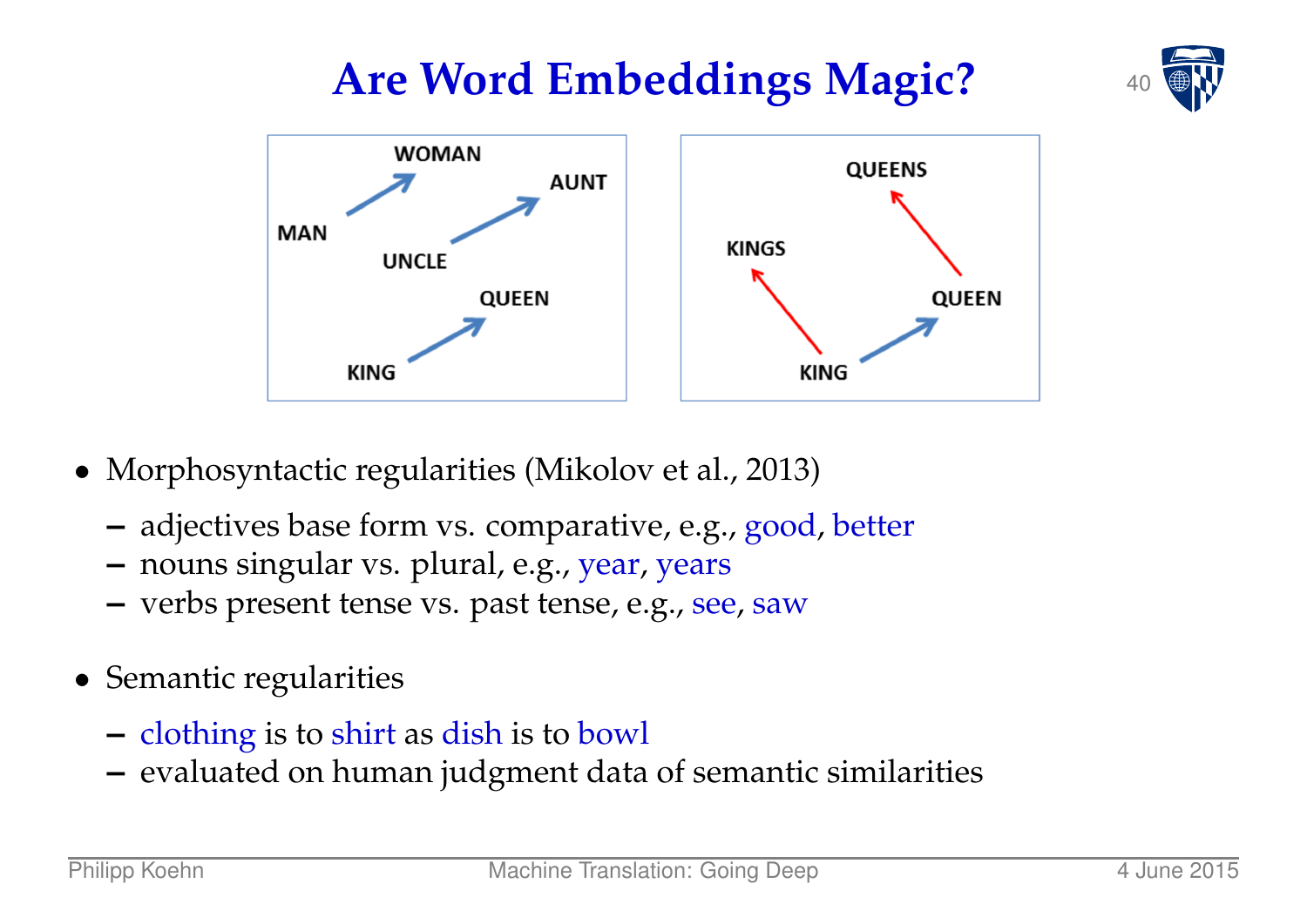# Are Word Embeddings Magic?

- Morphosyntactic regularities (Mikolov et al., 2013)
  - adjectives base form vs. comparative, e.g., good, better
  - nouns singular vs. plural, e.g., year, years
  - verbs present tense vs. past tense, e.g., see, saw
- Semantic regularities
  - clothing is to shirt as dish is to bowl
  - evaluated on human judgment data of semantic similarities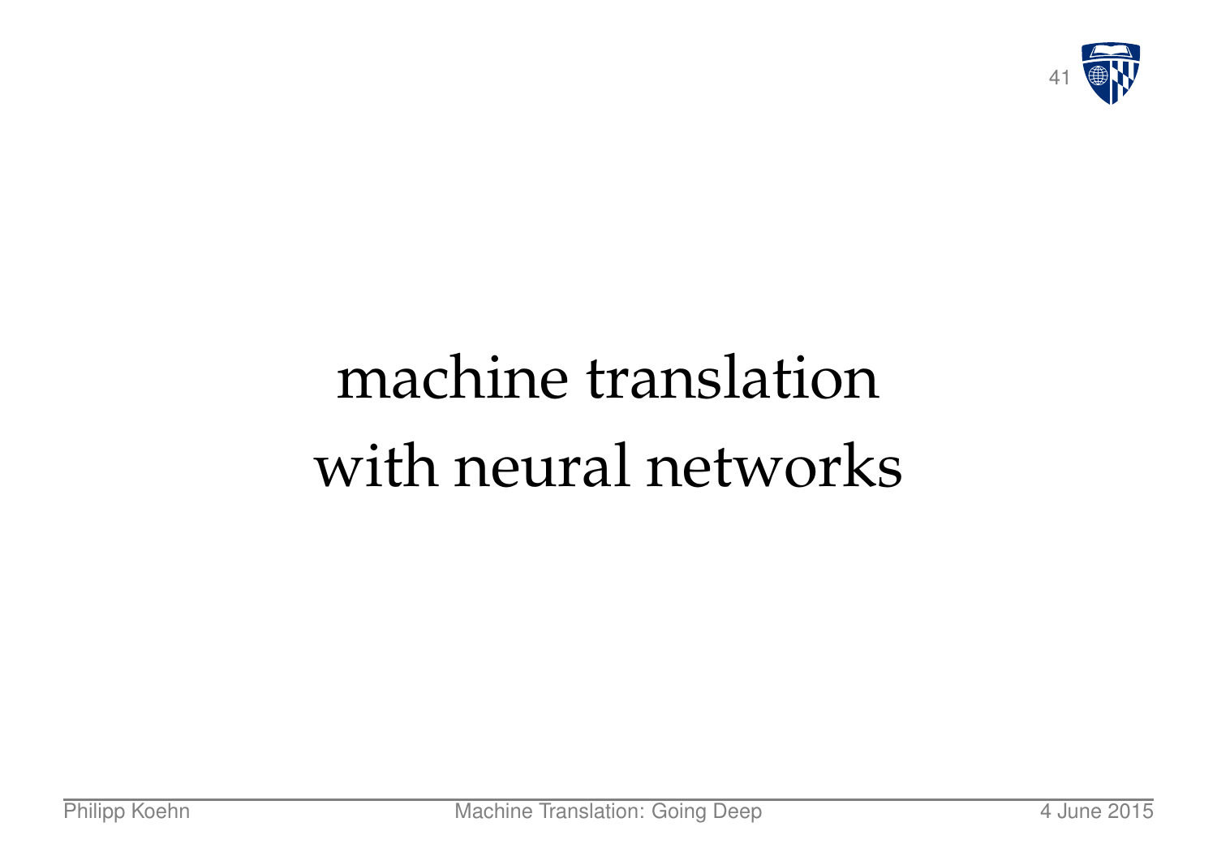# machine translation with neural networks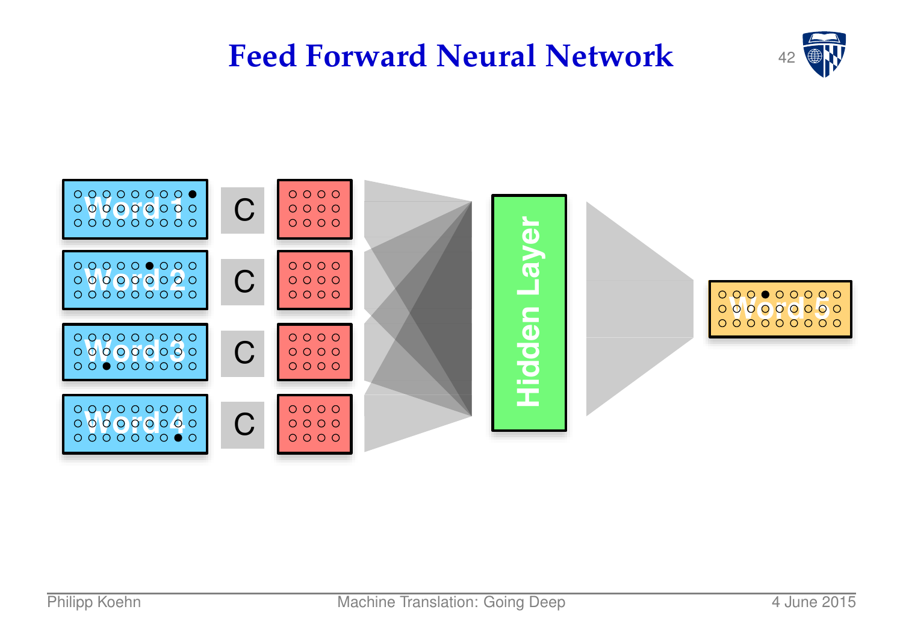# Feed Forward Neural Network

Word 1

Word 2

Word 3

Word 4

C

C

C

C

Hidden Layer

Word 5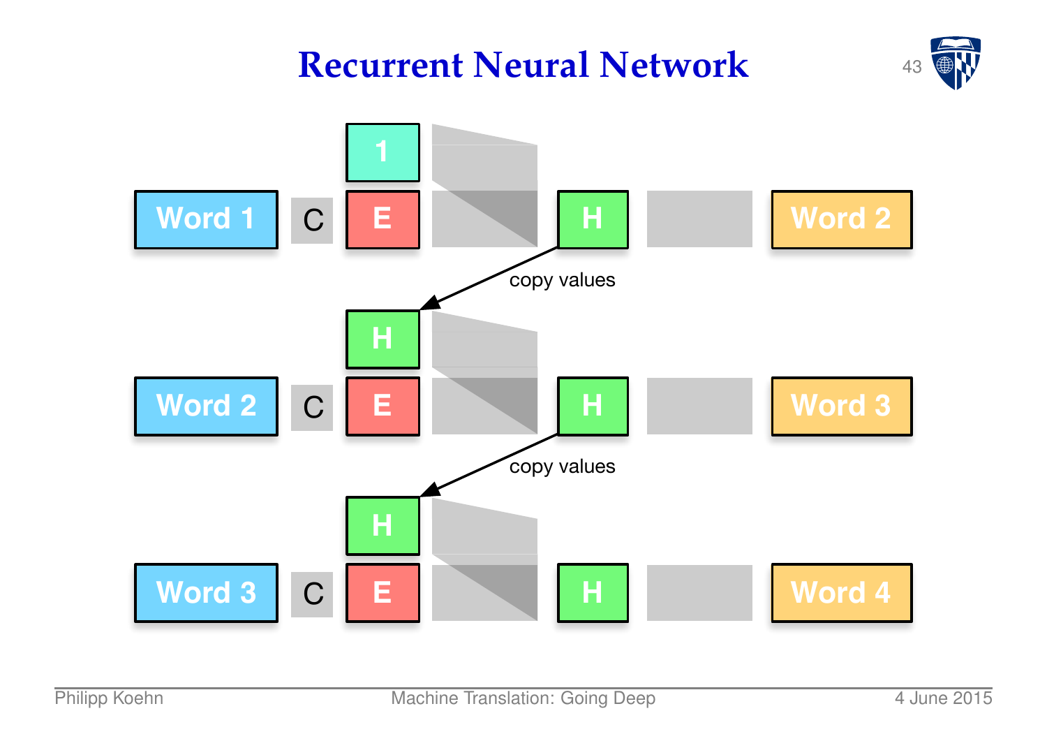# Recurrent Neural Network

Word 1 C E 1 H Word 2

copy values

Word 2 C E H H Word 3

copy values

Word 3 C E H H Word 4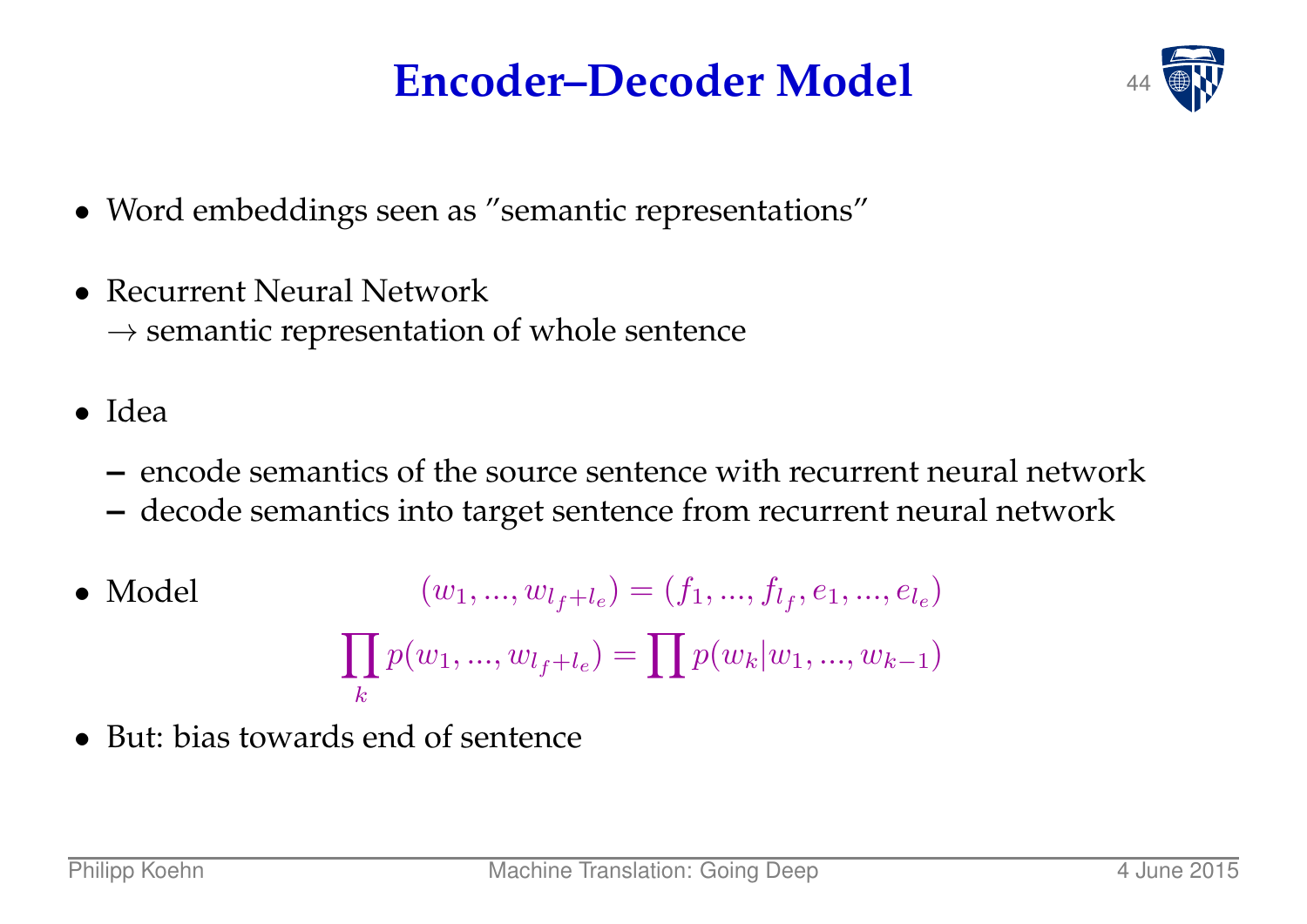# Encoder–Decoder Model

- Word embeddings seen as "semantic representations"

- Recurrent Neural Network
  → semantic representation of whole sentence

- Idea
  - encode semantics of the source sentence with recurrent neural network
  - decode semantics into target sentence from recurrent neural network

- Model

$$(w_1, ..., w_{l_f+l_e}) = (f_1, ..., f_{l_f}, e_1, ..., e_{l_e})$$

$$\prod_k p(w_1, ..., w_{l_f+l_e}) = \prod p(w_k | w_1, ..., w_{k-1})$$

- But: bias towards end of sentence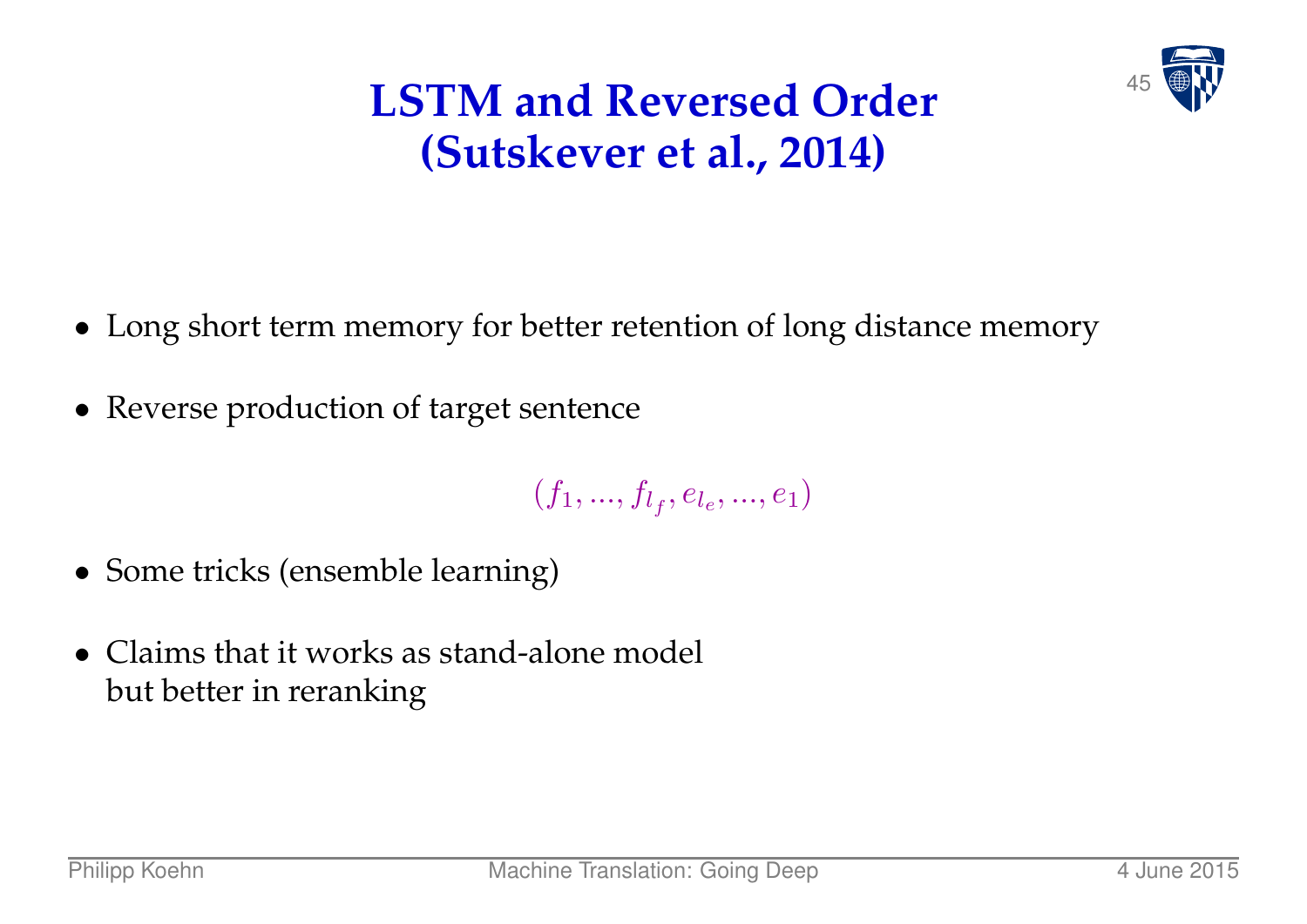# LSTM and Reversed Order (Sutskever et al., 2014)

- Long short term memory for better retention of long distance memory
- Reverse production of target sentence

$$(f_1, ..., f_{l_f}, e_{l_e}, ..., e_1)$$

- Some tricks (ensemble learning)
- Claims that it works as stand-alone model
  but better in reranking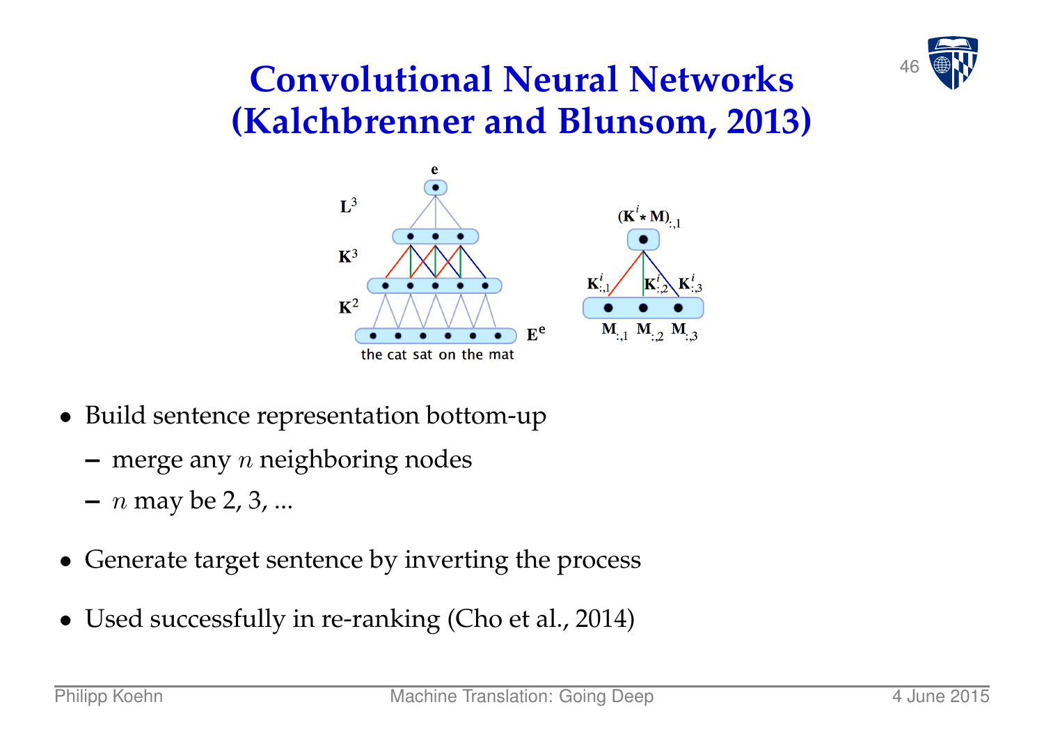# Convolutional Neural Networks (Kalchbrenner and Blunsom, 2013)

e

$\mathbf{L}^3$

$\mathbf{K}^3$

$\mathbf{K}^2$

$\mathbf{E}^e$

the cat sat on the mat

$(\mathbf{K}^i * \mathbf{M})_{:,1}$

$\mathbf{K}^i_{:,1}$ $\mathbf{K}^i_{:,2}$ $\mathbf{K}^i_{:,3}$

$\mathbf{M}_{:,1}$ $\mathbf{M}_{:,2}$ $\mathbf{M}_{:,3}$

- Build sentence representation bottom-up
  - merge any $n$ neighboring nodes
  - $n$ may be 2, 3, ...
- Generate target sentence by inverting the process
- Used successfully in re-ranking (Cho et al., 2014)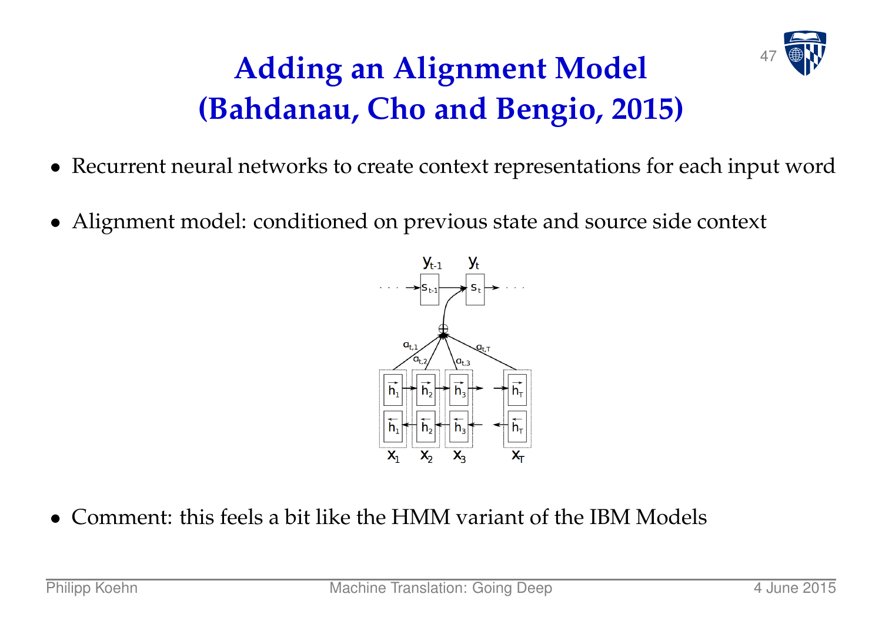# Adding an Alignment Model (Bahdanau, Cho and Bengio, 2015)

- Recurrent neural networks to create context representations for each input word
- Alignment model: conditioned on previous state and source side context

$y_{t-1}$ $y_t$

$s_{t-1}$ $s_t$

$a_{t,1}$ $a_{t,2}$ $a_{t,3}$ $a_{t,T}$

$\overrightarrow{h}_1$ $\overrightarrow{h}_2$ $\overrightarrow{h}_3$ $\overrightarrow{h}_T$

$\overleftarrow{h}_1$ $\overleftarrow{h}_2$ $\overleftarrow{h}_3$ $\overleftarrow{h}_T$

$x_1$ $x_2$ $x_3$ $x_T$

- Comment: this feels a bit like the HMM variant of the IBM Models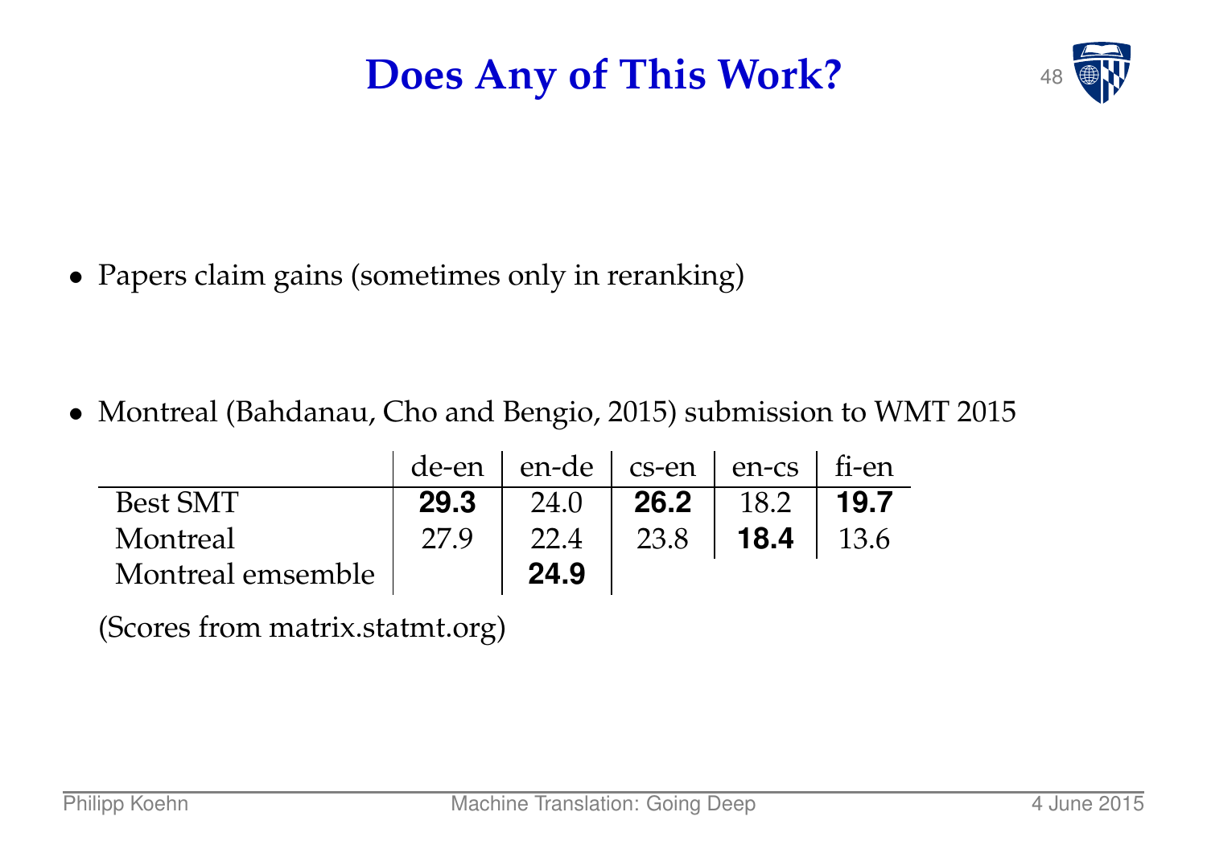# Does Any of This Work?

- Papers claim gains (sometimes only in reranking)

- Montreal (Bahdanau, Cho and Bengio, 2015) submission to WMT 2015

| | de-en | en-de | cs-en | en-cs | fi-en |
|---|---|---|---|---|---|
| Best SMT | **29.3** | 24.0 | **26.2** | 18.2 | **19.7** |
| Montreal | 27.9 | 22.4 | 23.8 | **18.4** | 13.6 |
| Montreal emsemble | | **24.9** | | | |

(Scores from matrix.statmt.org)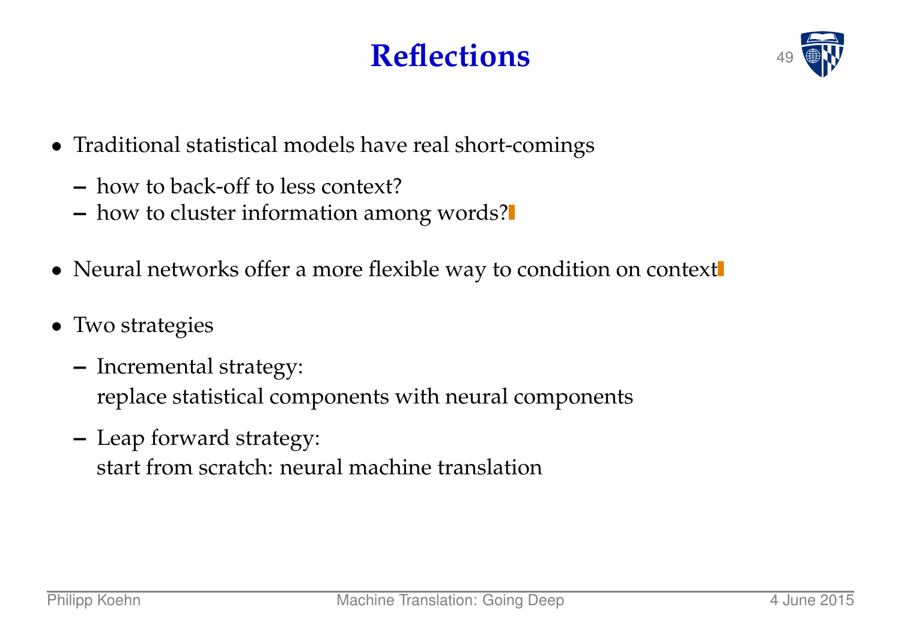# Reflections

- Traditional statistical models have real short-comings
  - how to back-off to less context?
  - how to cluster information among words?
- Neural networks offer a more flexible way to condition on context
- Two strategies
  - Incremental strategy:
    replace statistical components with neural components
  - Leap forward strategy:
    start from scratch: neural machine translation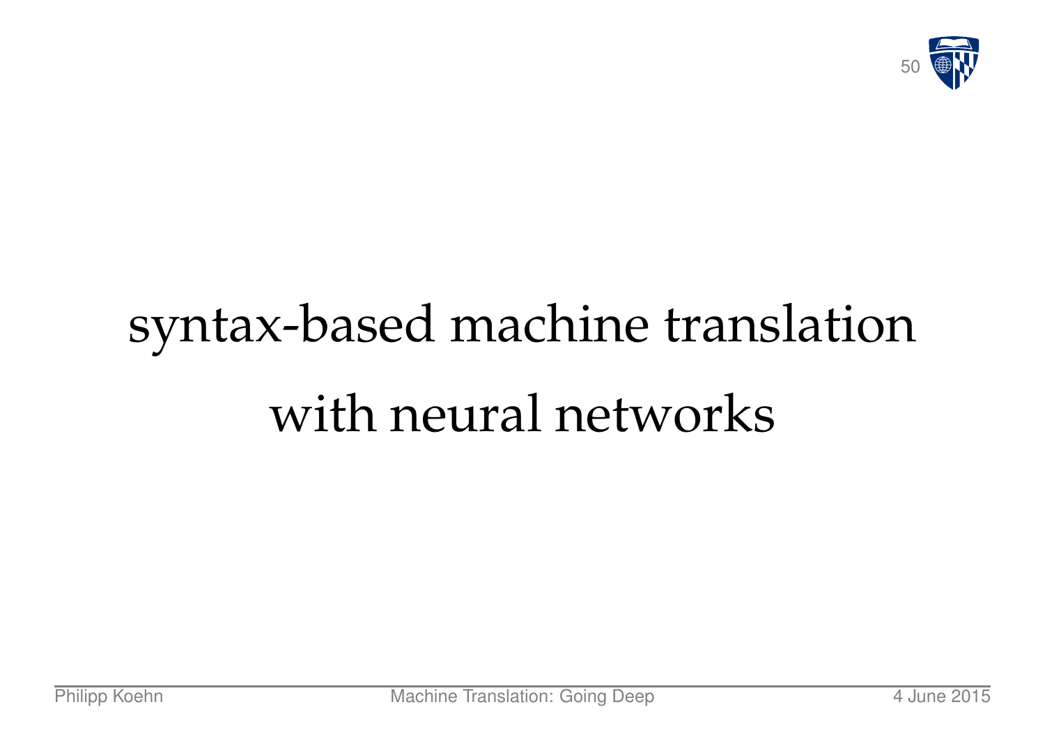# syntax-based machine translation with neural networks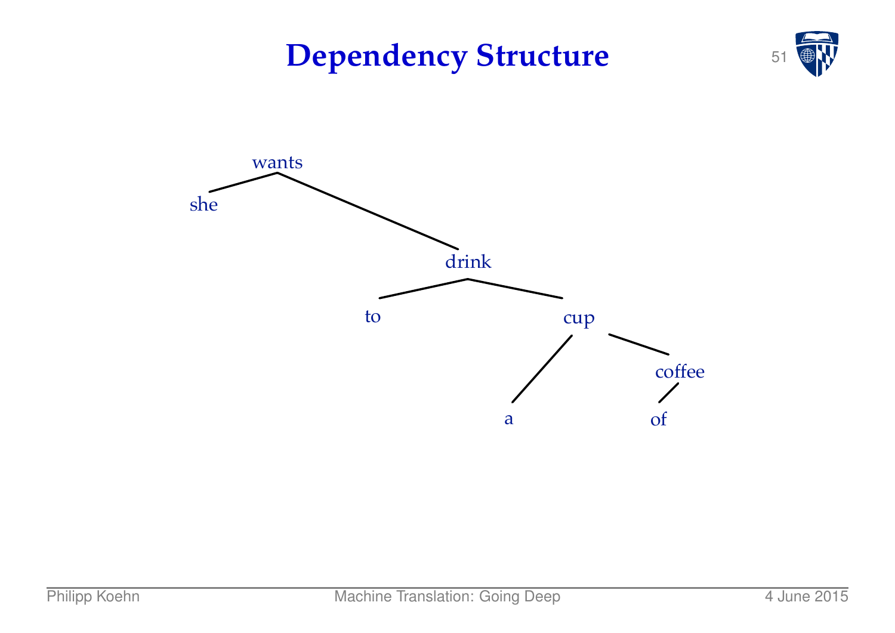# Dependency Structure

wants

she

drink

to

cup

coffee

a

of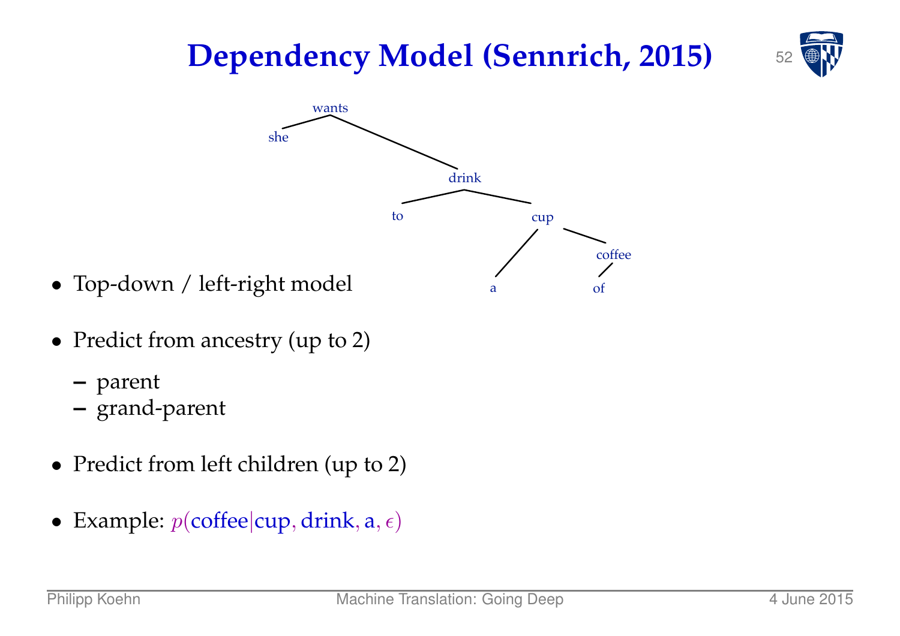# Dependency Model (Sennrich, 2015)

wants
she
drink
to
cup
a
coffee
of

- Top-down / left-right model
- Predict from ancestry (up to 2)
  - parent
  - grand-parent
- Predict from left children (up to 2)
- Example: $p(\text{coffee}|\text{cup}, \text{drink}, \text{a}, \epsilon)$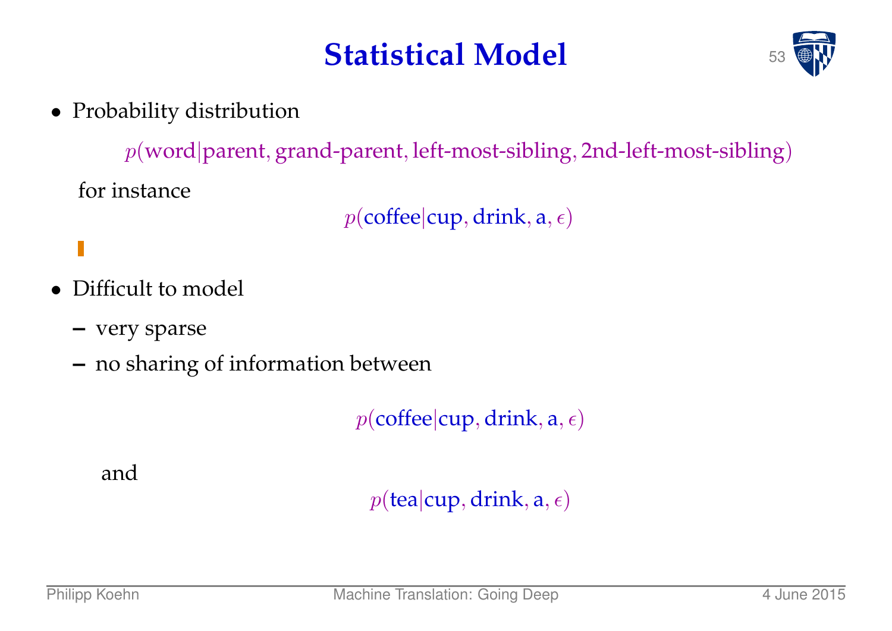# Statistical Model

- Probability distribution

  $$p(\text{word}|\text{parent}, \text{grand-parent}, \text{left-most-sibling}, \text{2nd-left-most-sibling})$$

  for instance

  $$p(\text{coffee}|\text{cup}, \text{drink}, \text{a}, \epsilon)$$

- Difficult to model
  - very sparse
  - no sharing of information between

    $$p(\text{coffee}|\text{cup}, \text{drink}, \text{a}, \epsilon)$$

    and

    $$p(\text{tea}|\text{cup}, \text{drink}, \text{a}, \epsilon)$$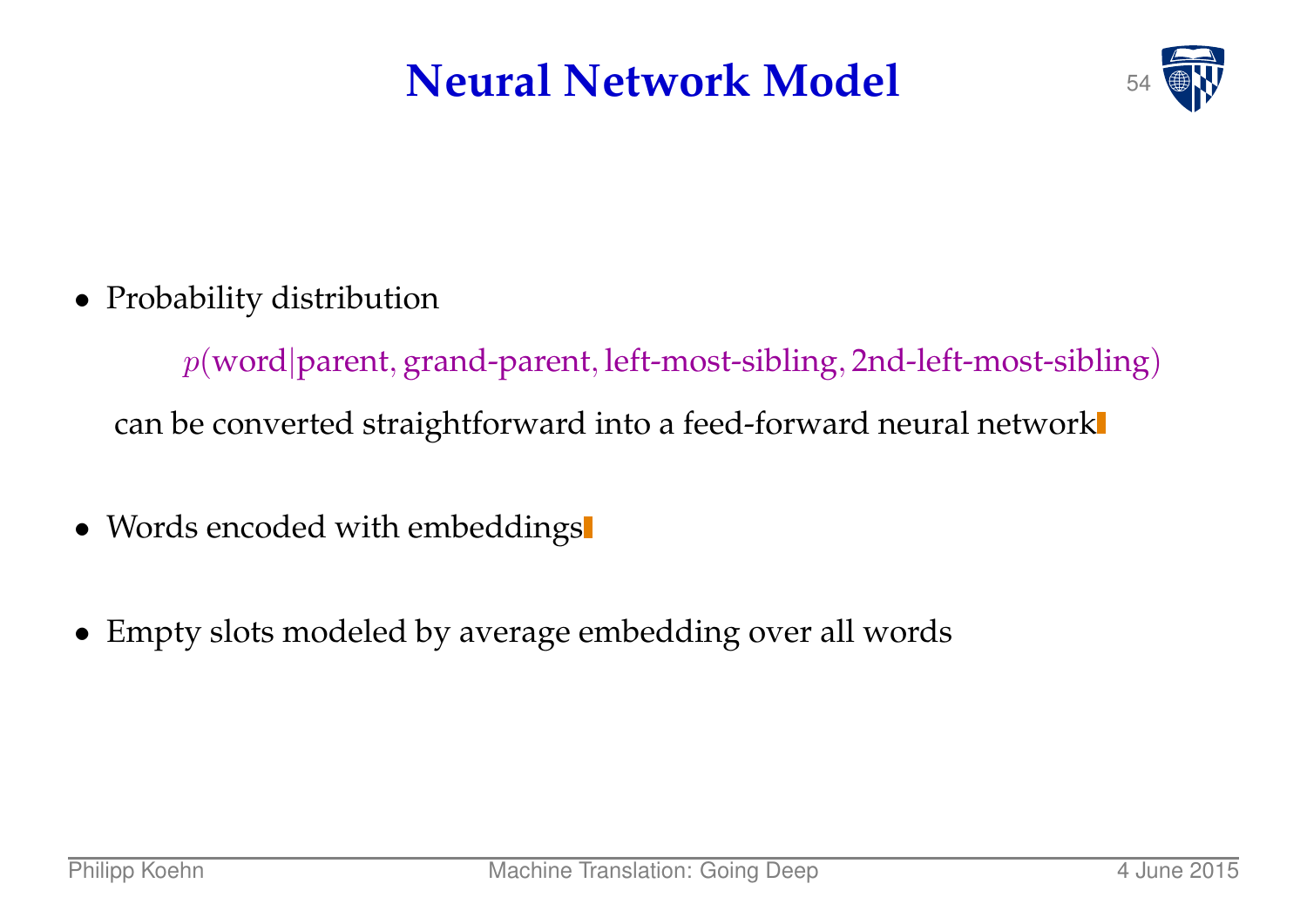# Neural Network Model

- Probability distribution

  $$p(\text{word}|\text{parent}, \text{grand-parent}, \text{left-most-sibling}, \text{2nd-left-most-sibling})$$

  can be converted straightforward into a feed-forward neural network

- Words encoded with embeddings

- Empty slots modeled by average embedding over all words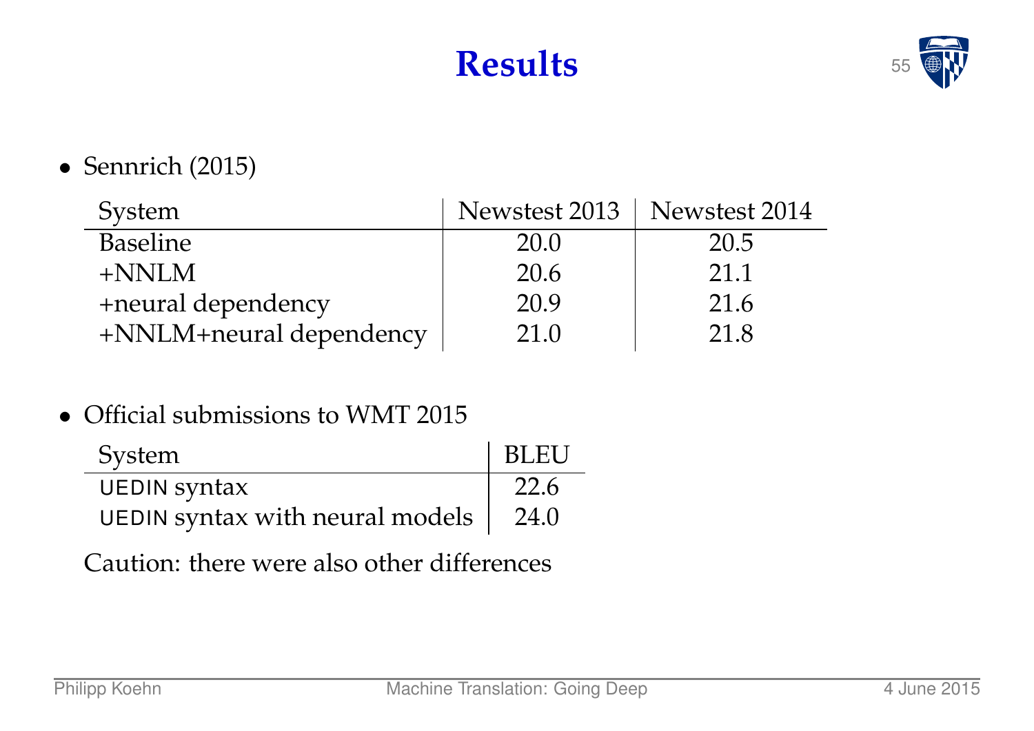# Results

- Sennrich (2015)

| System | Newstest 2013 | Newstest 2014 |
|---|---|---|
| Baseline | 20.0 | 20.5 |
| +NNLM | 20.6 | 21.1 |
| +neural dependency | 20.9 | 21.6 |
| +NNLM+neural dependency | 21.0 | 21.8 |

- Official submissions to WMT 2015

| System | BLEU |
|---|---|
| UEDIN syntax | 22.6 |
| UEDIN syntax with neural models | 24.0 |

Caution: there were also other differences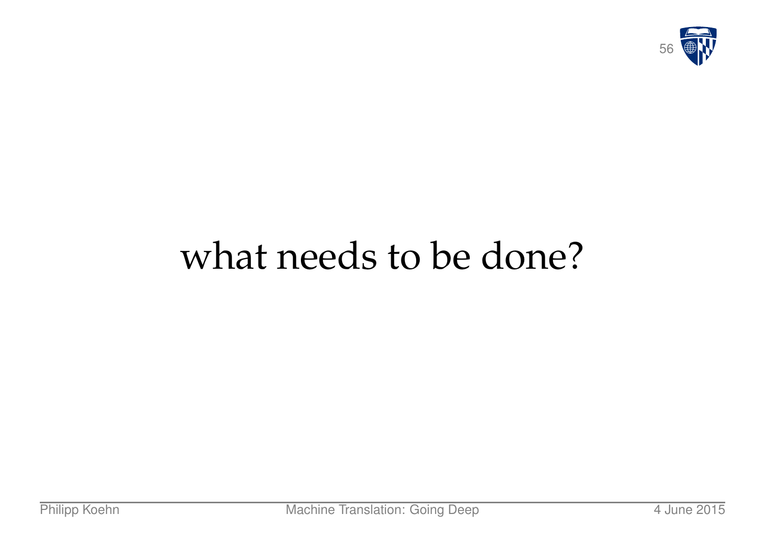# what needs to be done?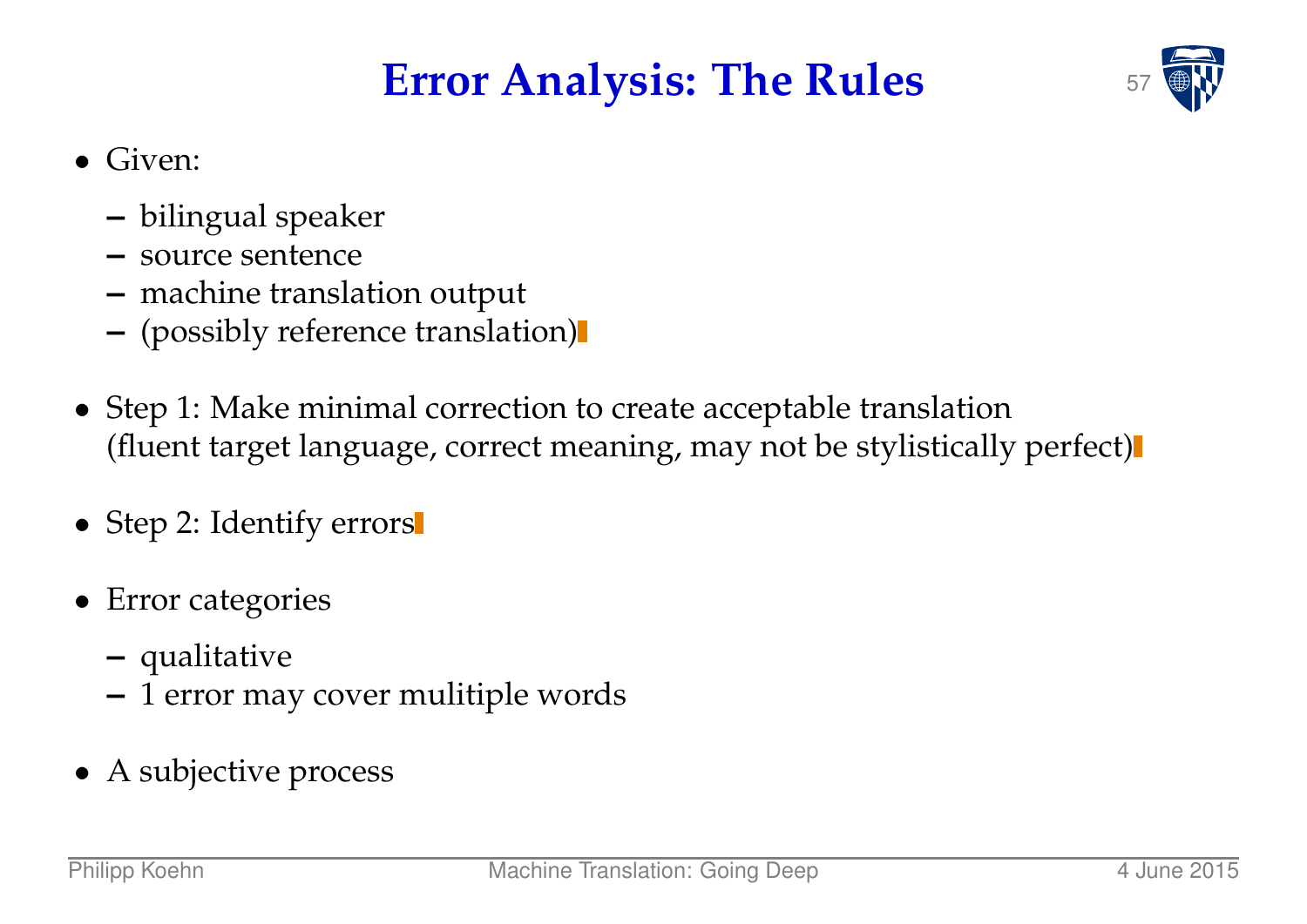# Error Analysis: The Rules

- Given:
  - bilingual speaker
  - source sentence
  - machine translation output
  - (possibly reference translation)
- Step 1: Make minimal correction to create acceptable translation (fluent target language, correct meaning, may not be stylistically perfect)
- Step 2: Identify errors
- Error categories
  - qualitative
  - 1 error may cover mulitiple words
- A subjective process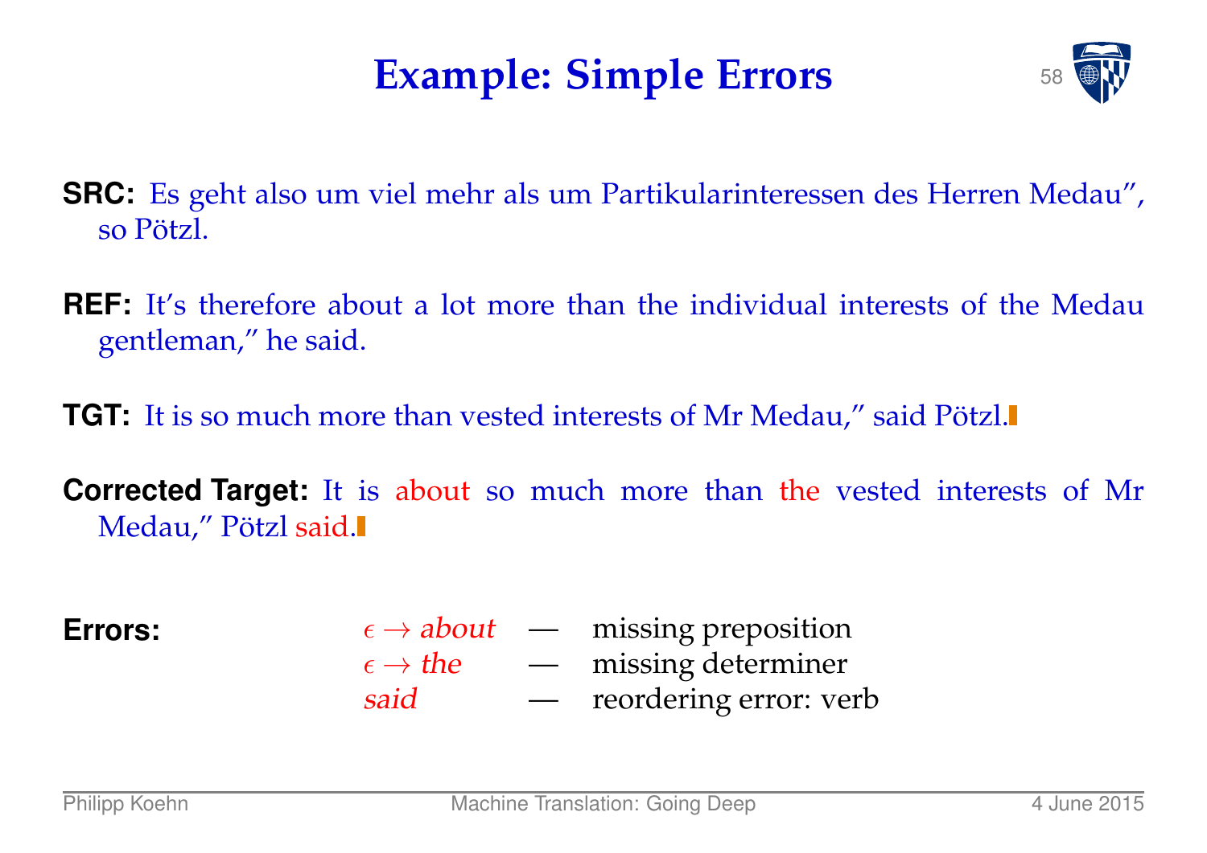# Example: Simple Errors

**SRC:** Es geht also um viel mehr als um Partikularinteressen des Herren Medau", so Pötzl.

**REF:** It's therefore about a lot more than the individual interests of the Medau gentleman," he said.

**TGT:** It is so much more than vested interests of Mr Medau," said Pötzl.

**Corrected Target:** It is about so much more than the vested interests of Mr Medau," Pötzl said.

**Errors:**

| | | |
|---|---|---|
| $\epsilon \rightarrow$ *about* | — | missing preposition |
| $\epsilon \rightarrow$ *the* | — | missing determiner |
| *said* | — | reordering error: verb |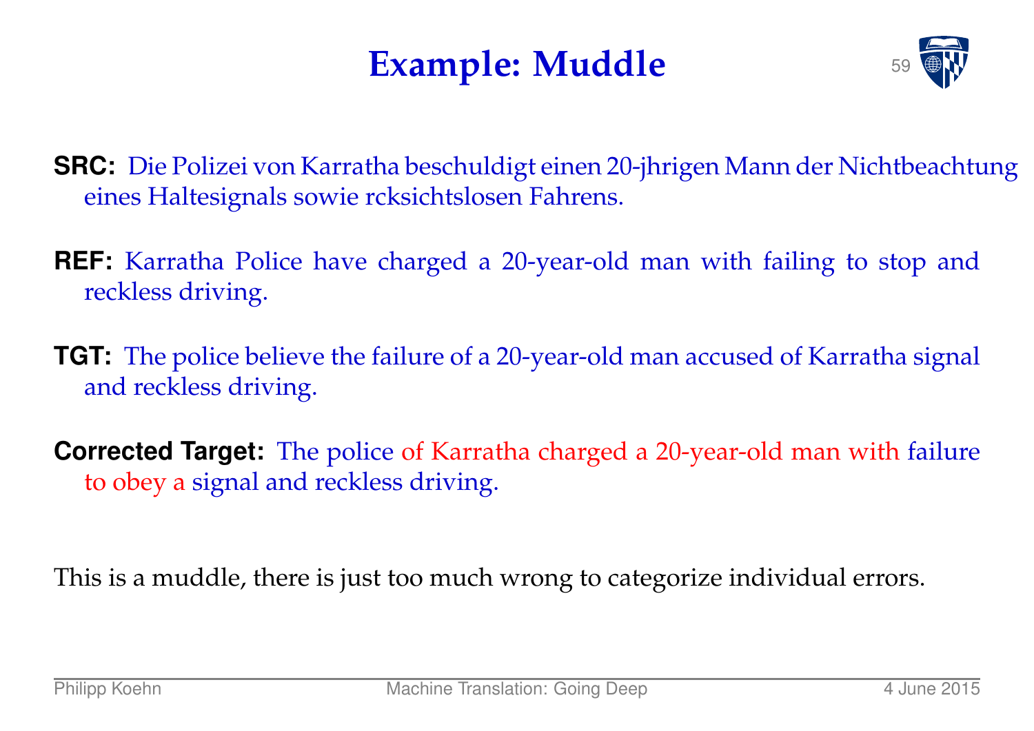# Example: Muddle

**SRC:** Die Polizei von Karratha beschuldigt einen 20-jhrigen Mann der Nichtbeachtung eines Haltesignals sowie rcksichtslosen Fahrens.

**REF:** Karratha Police have charged a 20-year-old man with failing to stop and reckless driving.

**TGT:** The police believe the failure of a 20-year-old man accused of Karratha signal and reckless driving.

**Corrected Target:** The police of Karratha charged a 20-year-old man with failure to obey a signal and reckless driving.

This is a muddle, there is just too much wrong to categorize individual errors.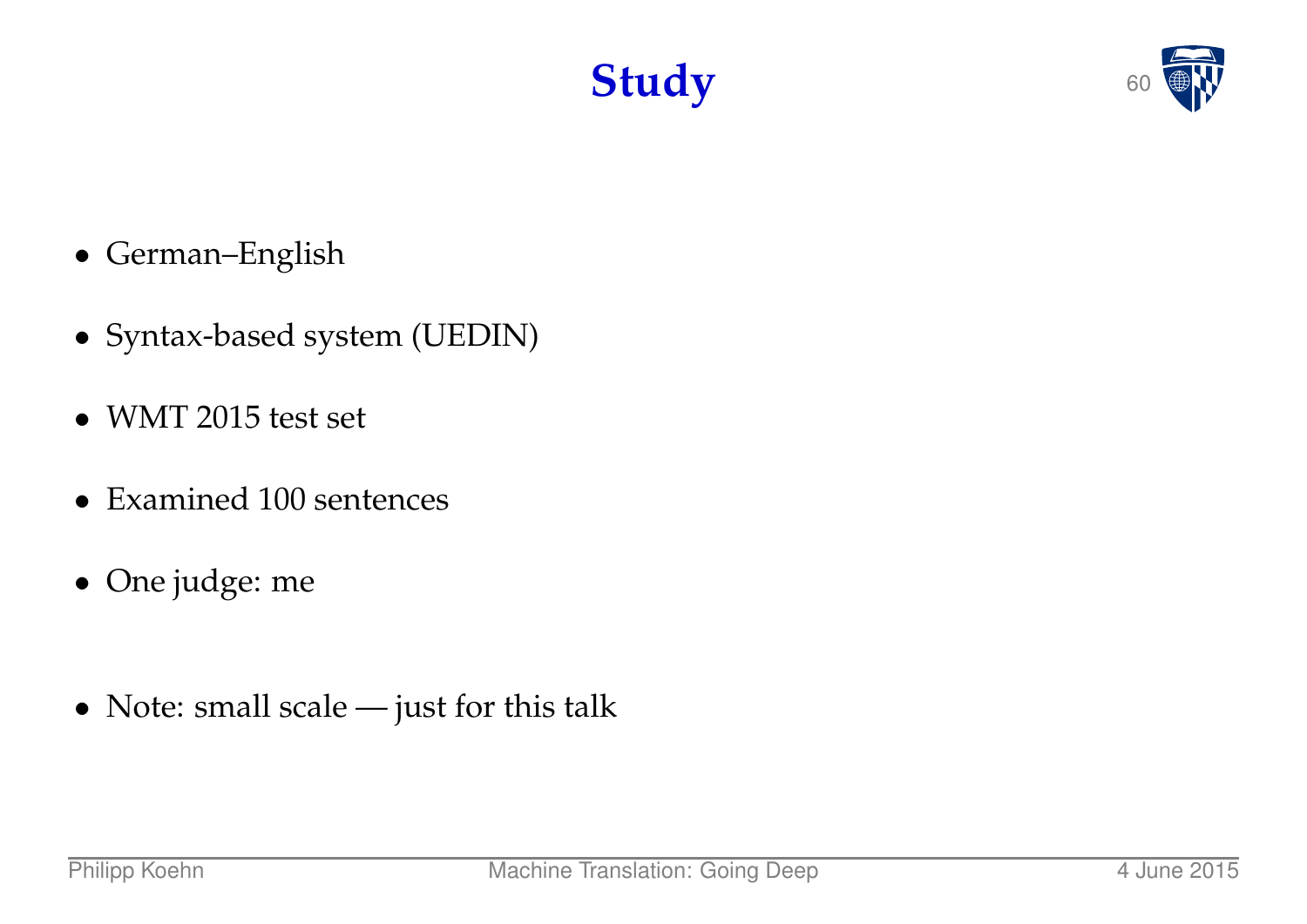# Study

- German–English
- Syntax-based system (UEDIN)
- WMT 2015 test set
- Examined 100 sentences
- One judge: me

- Note: small scale — just for this talk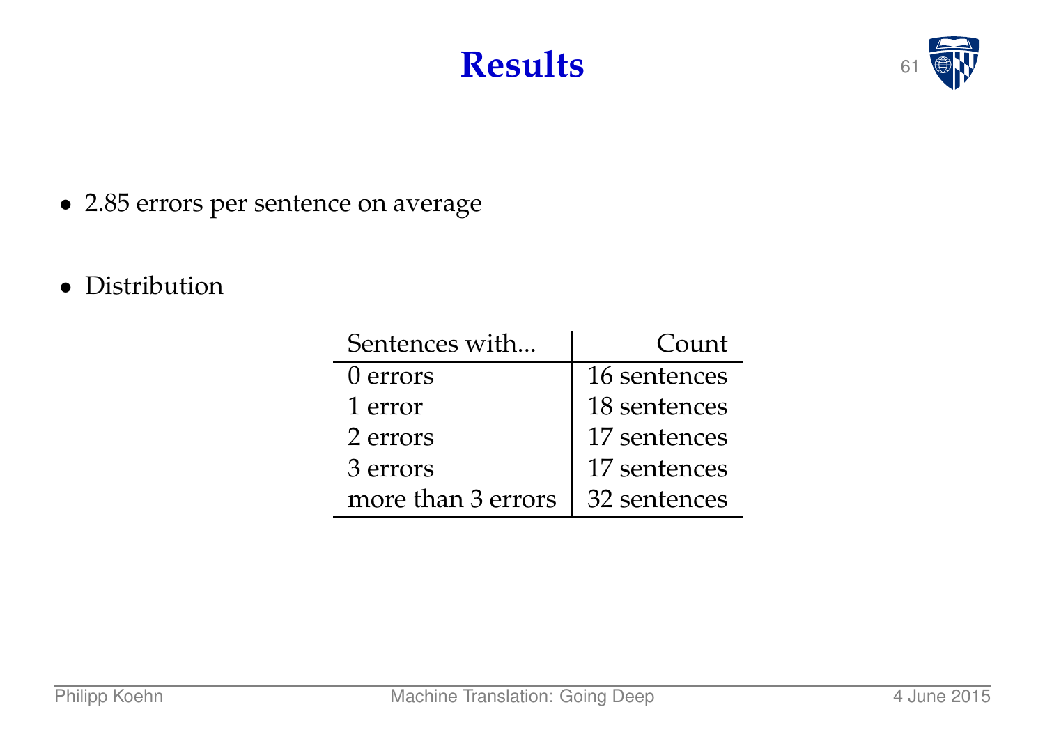# Results

- 2.85 errors per sentence on average
- Distribution

| Sentences with... | Count |
|---|---|
| 0 errors | 16 sentences |
| 1 error | 18 sentences |
| 2 errors | 17 sentences |
| 3 errors | 17 sentences |
| more than 3 errors | 32 sentences |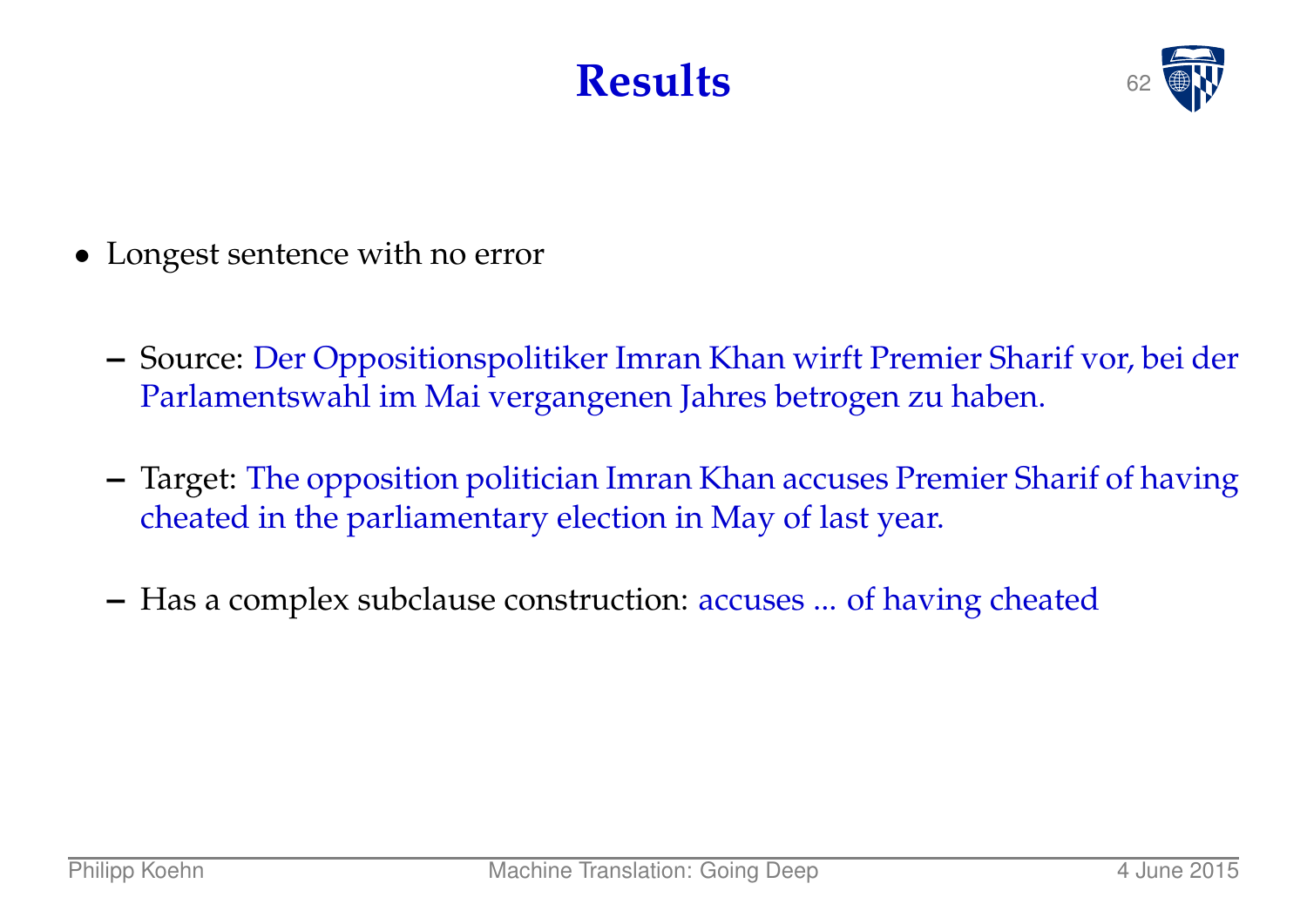# Results

- Longest sentence with no error
  - Source: Der Oppositionspolitiker Imran Khan wirft Premier Sharif vor, bei der Parlamentswahl im Mai vergangenen Jahres betrogen zu haben.
  - Target: The opposition politician Imran Khan accuses Premier Sharif of having cheated in the parliamentary election in May of last year.
  - Has a complex subclause construction: accuses ... of having cheated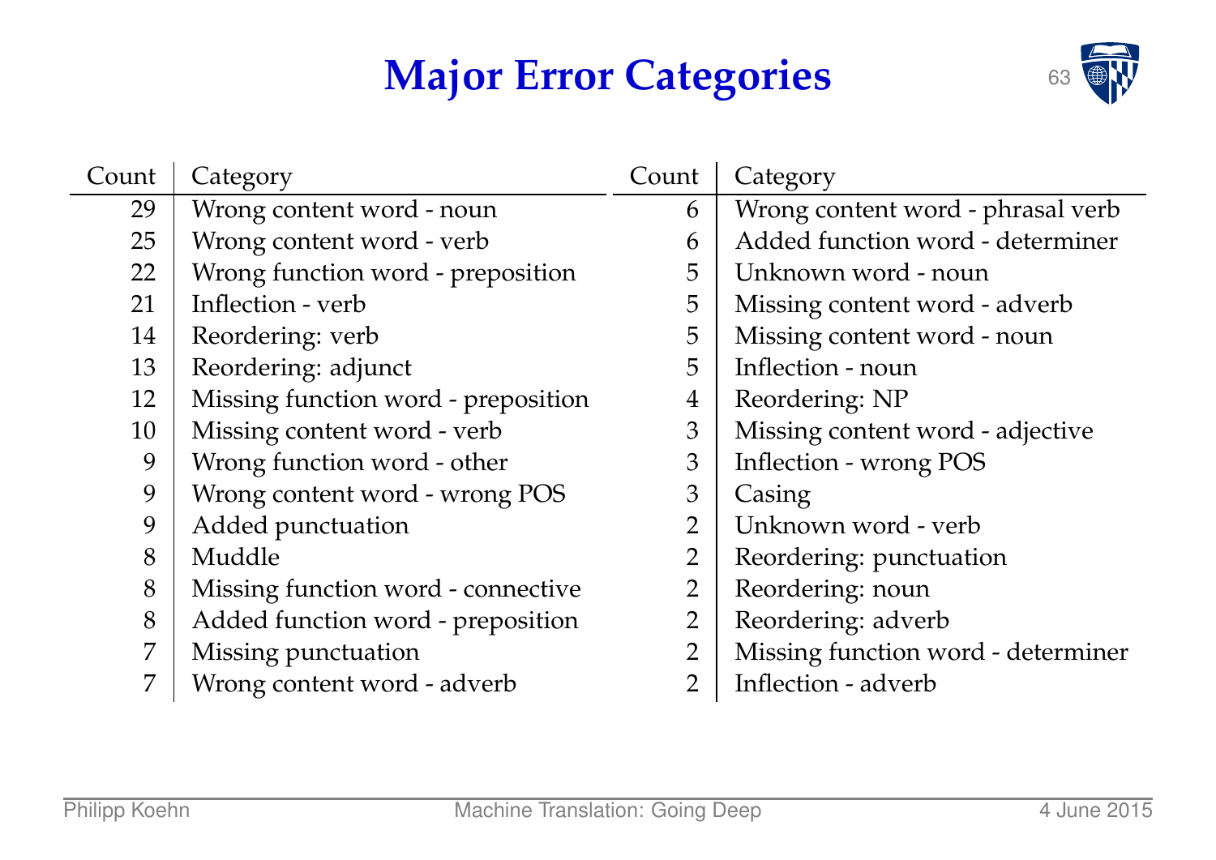# Major Error Categories

| Count | Category | Count | Category |
|---|---|---|---|
| 29 | Wrong content word - noun | 6 | Wrong content word - phrasal verb |
| 25 | Wrong content word - verb | 6 | Added function word - determiner |
| 22 | Wrong function word - preposition | 5 | Unknown word - noun |
| 21 | Inflection - verb | 5 | Missing content word - adverb |
| 14 | Reordering: verb | 5 | Missing content word - noun |
| 13 | Reordering: adjunct | 5 | Inflection - noun |
| 12 | Missing function word - preposition | 4 | Reordering: NP |
| 10 | Missing content word - verb | 3 | Missing content word - adjective |
| 9 | Wrong function word - other | 3 | Inflection - wrong POS |
| 9 | Wrong content word - wrong POS | 3 | Casing |
| 9 | Added punctuation | 2 | Unknown word - verb |
| 8 | Muddle | 2 | Reordering: punctuation |
| 8 | Missing function word - connective | 2 | Reordering: noun |
| 8 | Added function word - preposition | 2 | Reordering: adverb |
| 7 | Missing punctuation | 2 | Missing function word - determiner |
| 7 | Wrong content word - adverb | 2 | Inflection - adverb |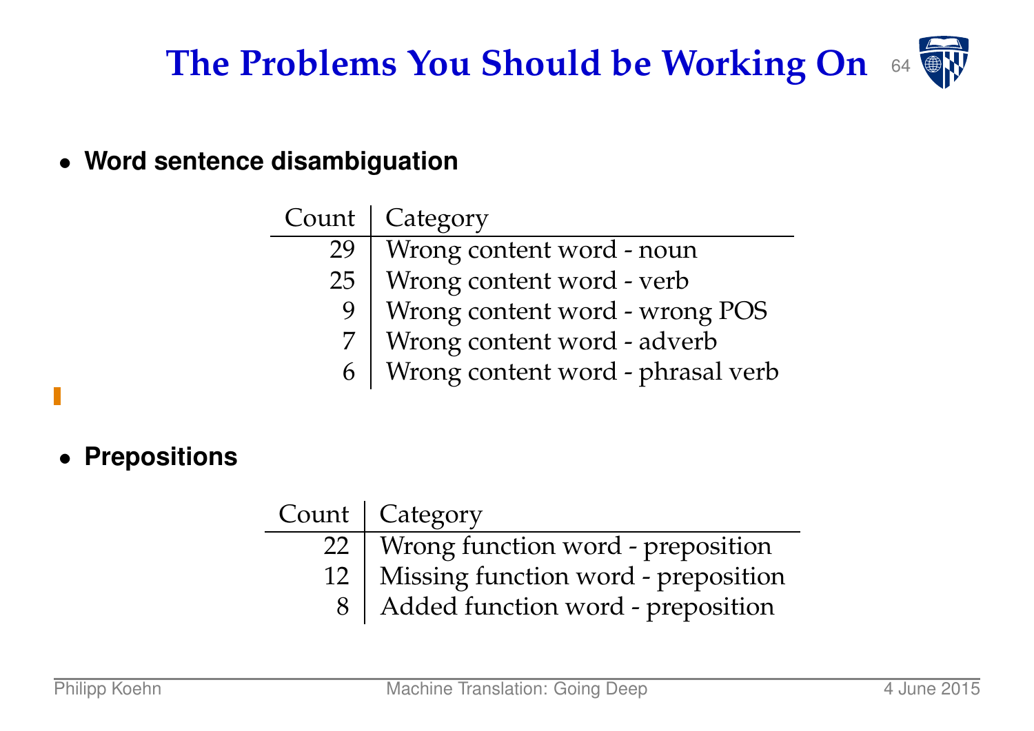# The Problems You Should be Working On

- **Word sentence disambiguation**

| Count | Category |
|---|---|
| 29 | Wrong content word - noun |
| 25 | Wrong content word - verb |
| 9 | Wrong content word - wrong POS |
| 7 | Wrong content word - adverb |
| 6 | Wrong content word - phrasal verb |

- **Prepositions**

| Count | Category |
|---|---|
| 22 | Wrong function word - preposition |
| 12 | Missing function word - preposition |
| 8 | Added function word - preposition |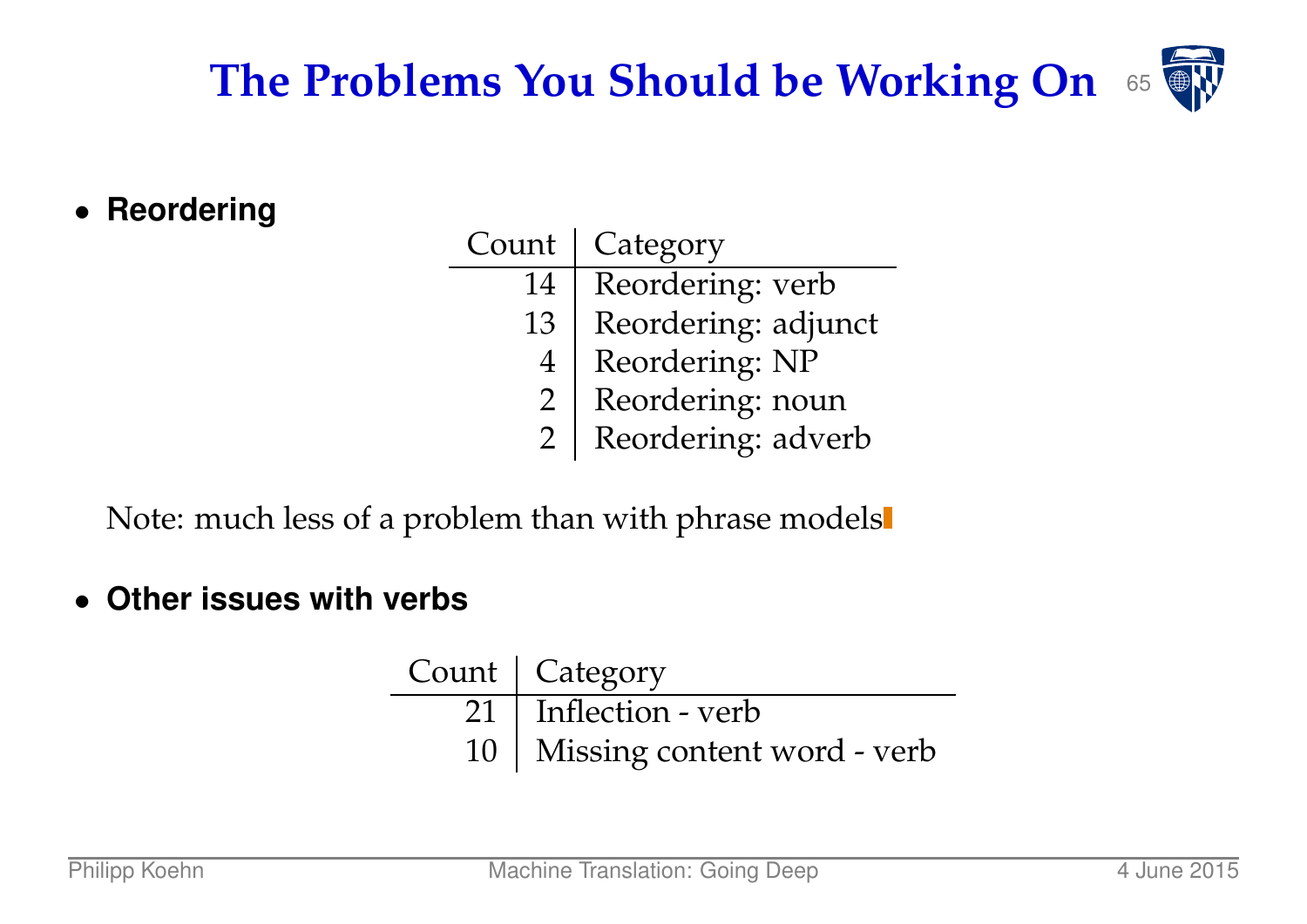# The Problems You Should be Working On

- **Reordering**

| Count | Category |
|---|---|
| 14 | Reordering: verb |
| 13 | Reordering: adjunct |
| 4 | Reordering: NP |
| 2 | Reordering: noun |
| 2 | Reordering: adverb |

Note: much less of a problem than with phrase models

- **Other issues with verbs**

| Count | Category |
|---|---|
| 21 | Inflection - verb |
| 10 | Missing content word - verb |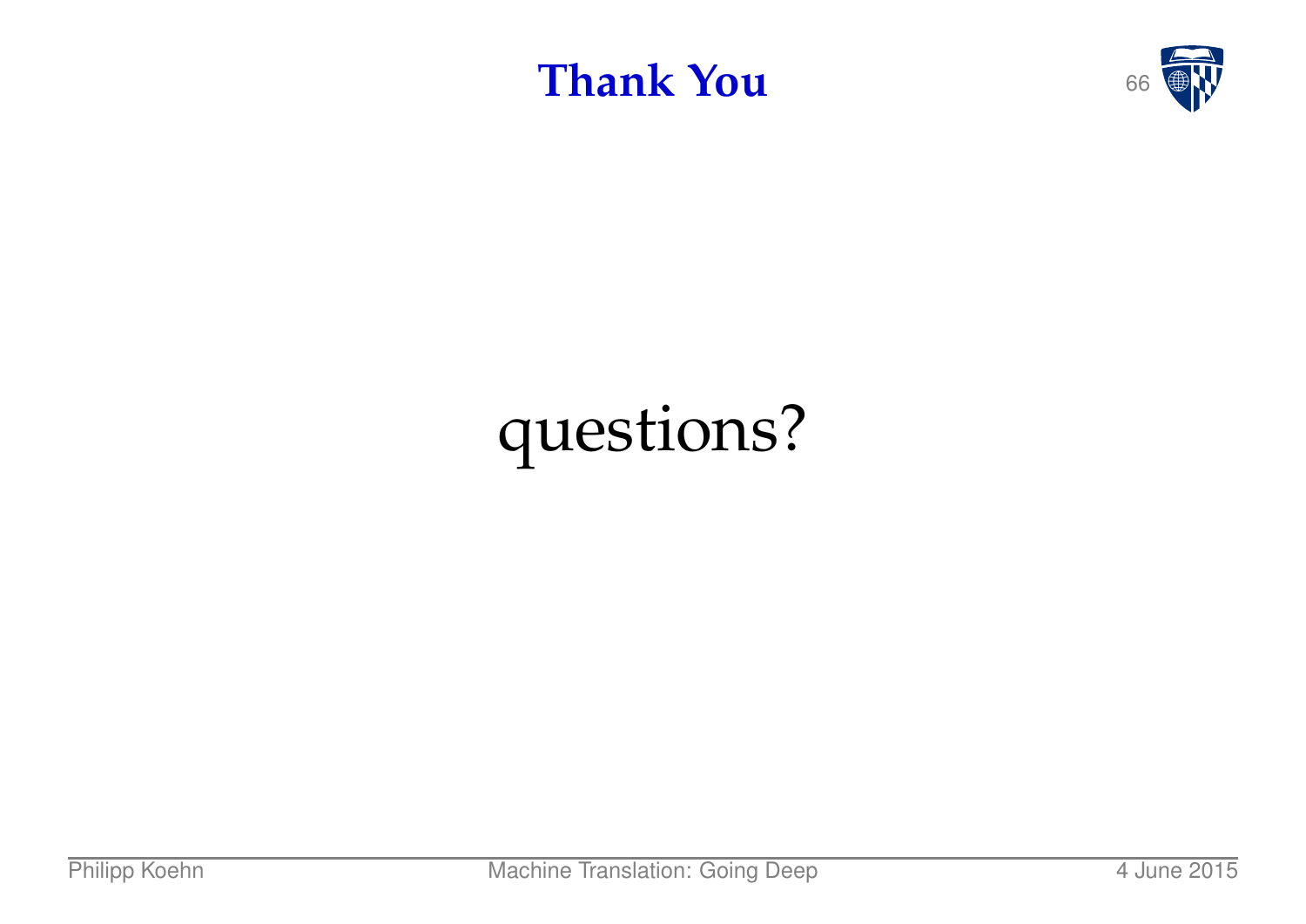# Thank You

questions?